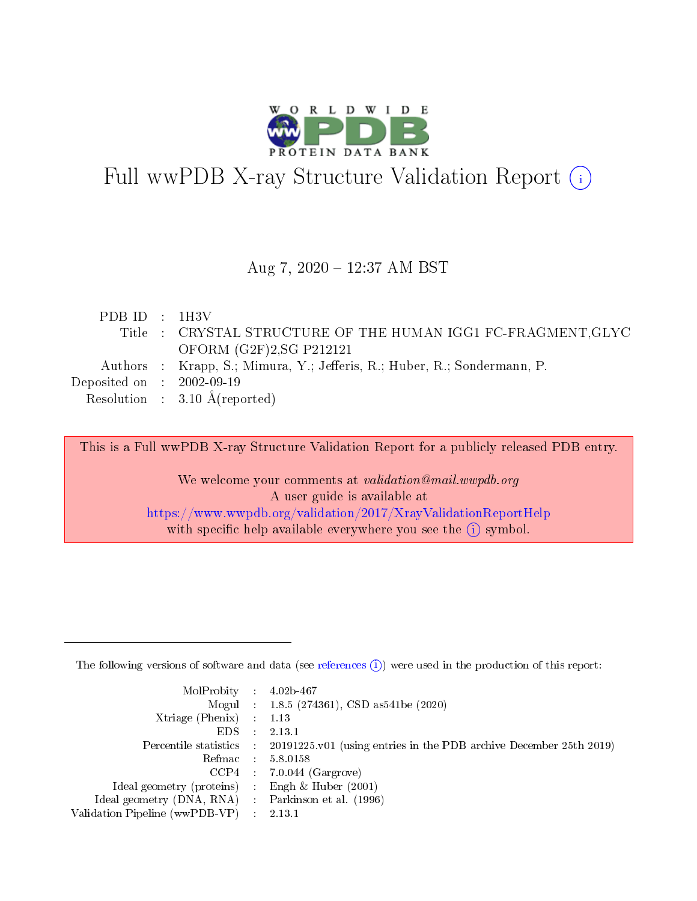# Full wwPDB X-ray Structure Validation Report (i)

Aug 7, 2020 – 12:37 AM BST

| | | |
|---|---|---|
| PDB ID | : | 1H3V |
| Title | : | CRYSTAL STRUCTURE OF THE HUMAN IGG1 FC-FRAGMENT,GLYCOFORM (G2F)2,SG P212121 |
| Authors | : | Krapp, S.; Mimura, Y.; Jefferis, R.; Huber, R.; Sondermann, P. |
| Deposited on | : | 2002-09-19 |
| Resolution | : | 3.10 Å(reported) |

This is a Full wwPDB X-ray Structure Validation Report for a publicly released PDB entry.

We welcome your comments at *validation@mail.wwpdb.org*
A user guide is available at
https://www.wwpdb.org/validation/2017/XrayValidationReportHelp
with specific help available everywhere you see the (i) symbol.

---

The following versions of software and data (see references (i)) were used in the production of this report:

| | | |
|---|---|---|
| MolProbity | : | 4.02b-467 |
| Mogul | : | 1.8.5 (274361), CSD as541be (2020) |
| Xtriage (Phenix) | : | 1.13 |
| EDS | : | 2.13.1 |
| Percentile statistics | : | 20191225.v01 (using entries in the PDB archive December 25th 2019) |
| Refmac | : | 5.8.0158 |
| CCP4 | : | 7.0.044 (Gargrove) |
| Ideal geometry (proteins) | : | Engh & Huber (2001) |
| Ideal geometry (DNA, RNA) | : | Parkinson et al. (1996) |
| Validation Pipeline (wwPDB-VP) | : | 2.13.1 |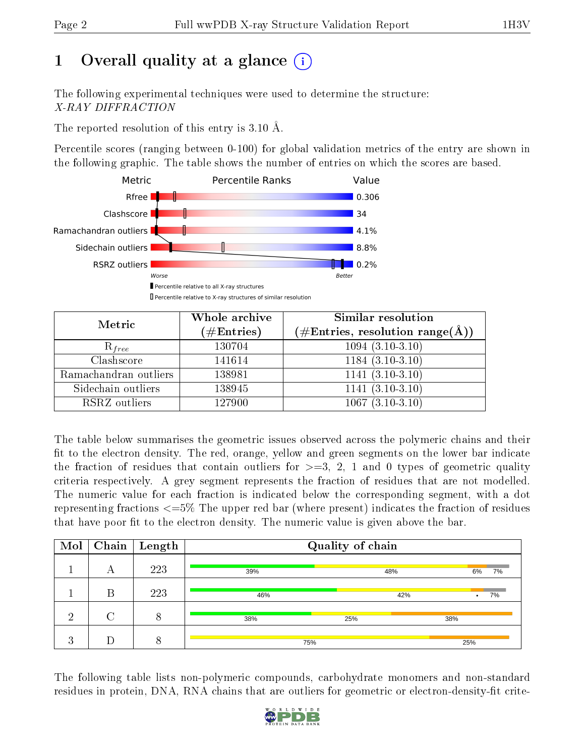# 1 Overall quality at a glance (i)

The following experimental techniques were used to determine the structure:
*X-RAY DIFFRACTION*

The reported resolution of this entry is 3.10 Å.

Percentile scores (ranging between 0-100) for global validation metrics of the entry are shown in the following graphic. The table shows the number of entries on which the scores are based.

Metric
Percentile Ranks
Value

Rfree 0.306
Clashscore 34
Ramachandran outliers 4.1%
Sidechain outliers 8.8%
RSRZ outliers 0.2%

Worse
Better

Percentile relative to all X-ray structures
Percentile relative to X-ray structures of similar resolution

| Metric | Whole archive (#Entries) | Similar resolution (#Entries, resolution range(Å)) |
|---|---|---|
| $R_{free}$ | 130704 | 1094 (3.10-3.10) |
| Clashscore | 141614 | 1184 (3.10-3.10) |
| Ramachandran outliers | 138981 | 1141 (3.10-3.10) |
| Sidechain outliers | 138945 | 1141 (3.10-3.10) |
| RSRZ outliers | 127900 | 1067 (3.10-3.10) |

The table below summarises the geometric issues observed across the polymeric chains and their fit to the electron density. The red, orange, yellow and green segments on the lower bar indicate the fraction of residues that contain outliers for >=3, 2, 1 and 0 types of geometric quality criteria respectively. A grey segment represents the fraction of residues that are not modelled. The numeric value for each fraction is indicated below the corresponding segment, with a dot representing fractions <=5% The upper red bar (where present) indicates the fraction of residues that have poor fit to the electron density. The numeric value is given above the bar.

| Mol | Chain | Length | Quality of chain |
|---|---|---|---|
| 1 | A | 223 | 39% 48% 6% 7% |
| 1 | B | 223 | 46% 42% • 7% |
| 2 | C | 8 | 38% 25% 38% |
| 3 | D | 8 | 75% 25% |

The following table lists non-polymeric compounds, carbohydrate monomers and non-standard residues in protein, DNA, RNA chains that are outliers for geometric or electron-density-fit crite-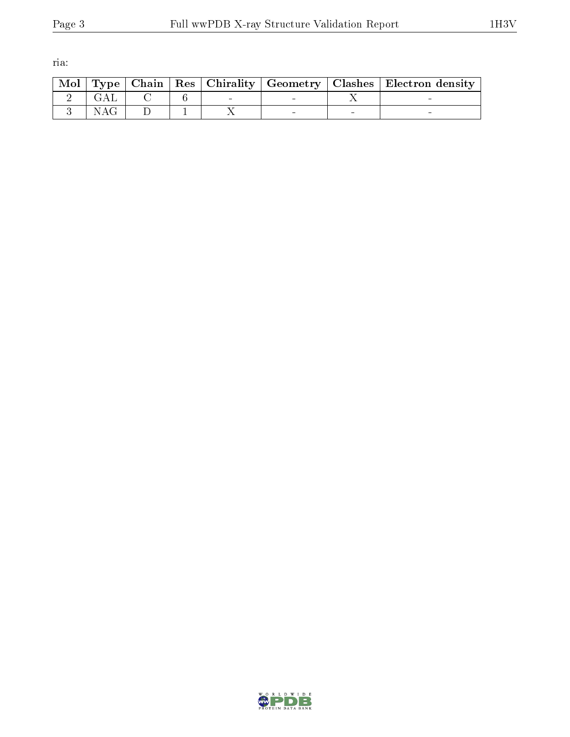ria:

| Mol | Type | Chain | Res | Chirality | Geometry | Clashes | Electron density |
|---|---|---|---|---|---|---|---|
| 2 | GAL | C | 6 | - | - | X | - |
| 3 | NAG | D | 1 | X | - | - | - |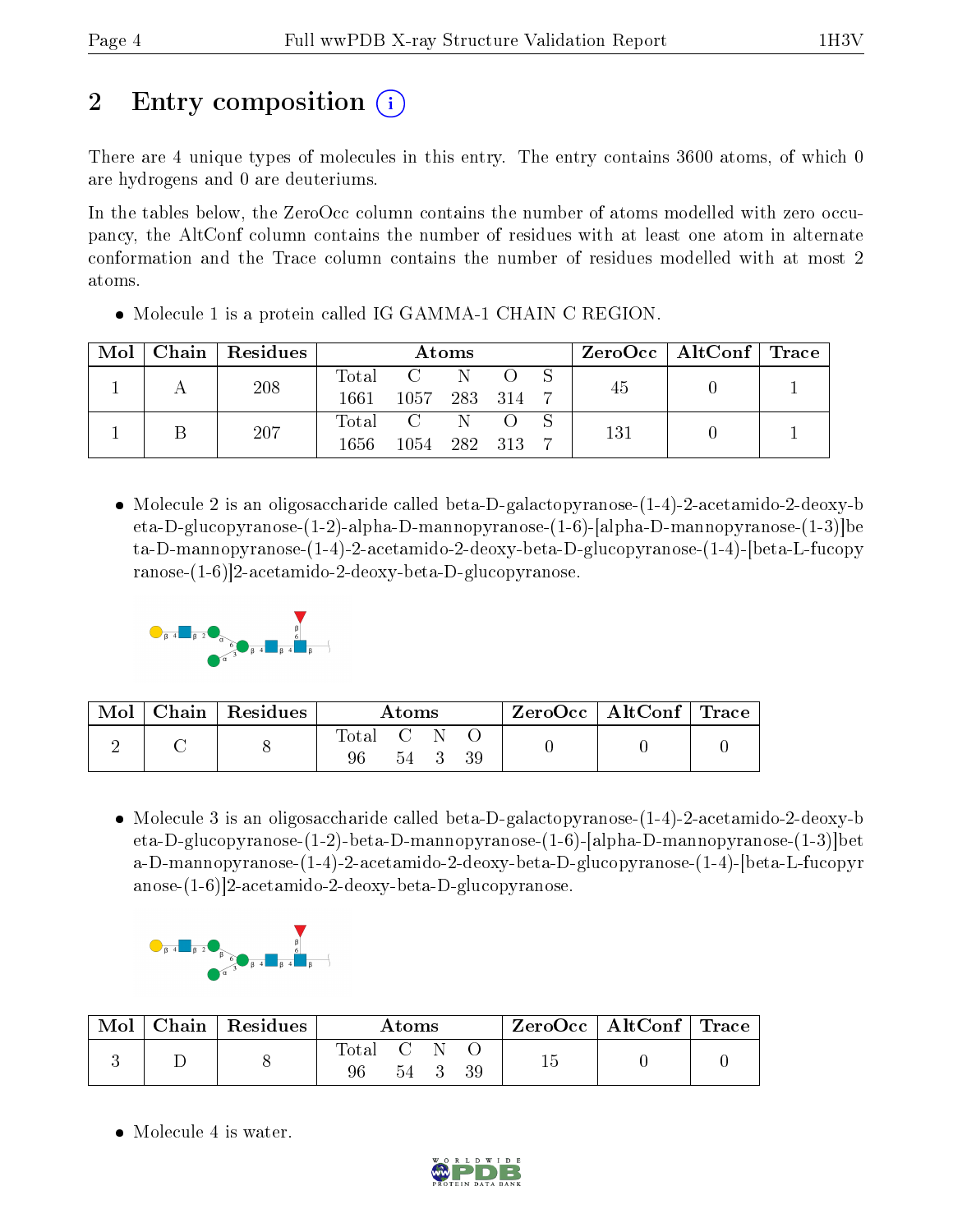## 2 Entry composition

There are 4 unique types of molecules in this entry. The entry contains 3600 atoms, of which 0 are hydrogens and 0 are deuteriums.

In the tables below, the ZeroOcc column contains the number of atoms modelled with zero occupancy, the AltConf column contains the number of residues with at least one atom in alternate conformation and the Trace column contains the number of residues modelled with at most 2 atoms.

- Molecule 1 is a protein called IG GAMMA-1 CHAIN C REGION.

| Mol | Chain | Residues | Atoms | | | | | ZeroOcc | AltConf | Trace |
|---|---|---|---|---|---|---|---|---|---|---|
| 1 | A | 208 | Total 1661 | C 1057 | N 283 | O 314 | S 7 | 45 | 0 | 1 |
| 1 | B | 207 | Total 1656 | C 1054 | N 282 | O 313 | S 7 | 131 | 0 | 1 |

- Molecule 2 is an oligosaccharide called beta-D-galactopyranose-(1-4)-2-acetamido-2-deoxy-beta-D-glucopyranose-(1-2)-alpha-D-mannopyranose-(1-6)-[alpha-D-mannopyranose-(1-3)]beta-D-mannopyranose-(1-4)-2-acetamido-2-deoxy-beta-D-glucopyranose-(1-4)-[beta-L-fucopyranose-(1-6)]2-acetamido-2-deoxy-beta-D-glucopyranose.

| Mol | Chain | Residues | Atoms | | | | ZeroOcc | AltConf | Trace |
|---|---|---|---|---|---|---|---|---|---|
| 2 | C | 8 | Total 96 | C 54 | N 3 | O 39 | 0 | 0 | 0 |

- Molecule 3 is an oligosaccharide called beta-D-galactopyranose-(1-4)-2-acetamido-2-deoxy-beta-D-glucopyranose-(1-2)-beta-D-mannopyranose-(1-6)-[alpha-D-mannopyranose-(1-3)]beta-D-mannopyranose-(1-4)-2-acetamido-2-deoxy-beta-D-glucopyranose-(1-4)-[beta-L-fucopyranose-(1-6)]2-acetamido-2-deoxy-beta-D-glucopyranose.

| Mol | Chain | Residues | Atoms | | | | ZeroOcc | AltConf | Trace |
|---|---|---|---|---|---|---|---|---|---|
| 3 | D | 8 | Total 96 | C 54 | N 3 | O 39 | 15 | 0 | 0 |

- Molecule 4 is water.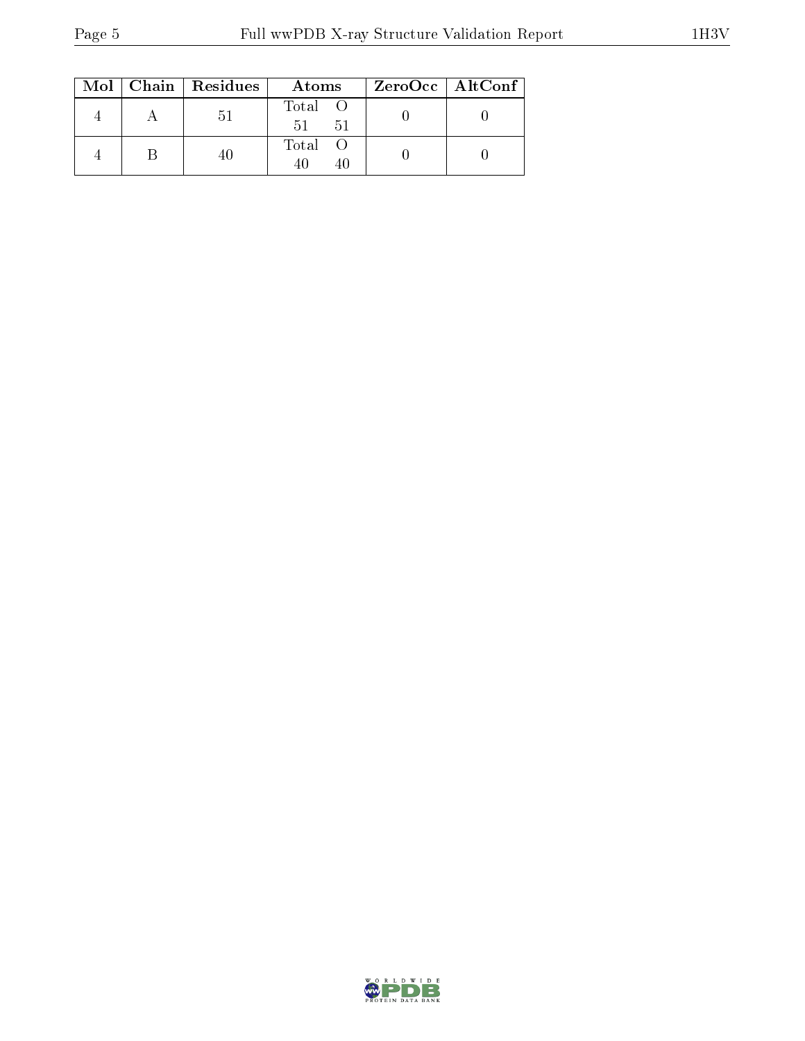| Mol | Chain | Residues | Atoms | | ZeroOcc | AltConf |
|---|---|---|---|---|---|---|
| 4 | A | 51 | Total<br>51 | O<br>51 | 0 | 0 |
| 4 | B | 40 | Total<br>40 | O<br>40 | 0 | 0 |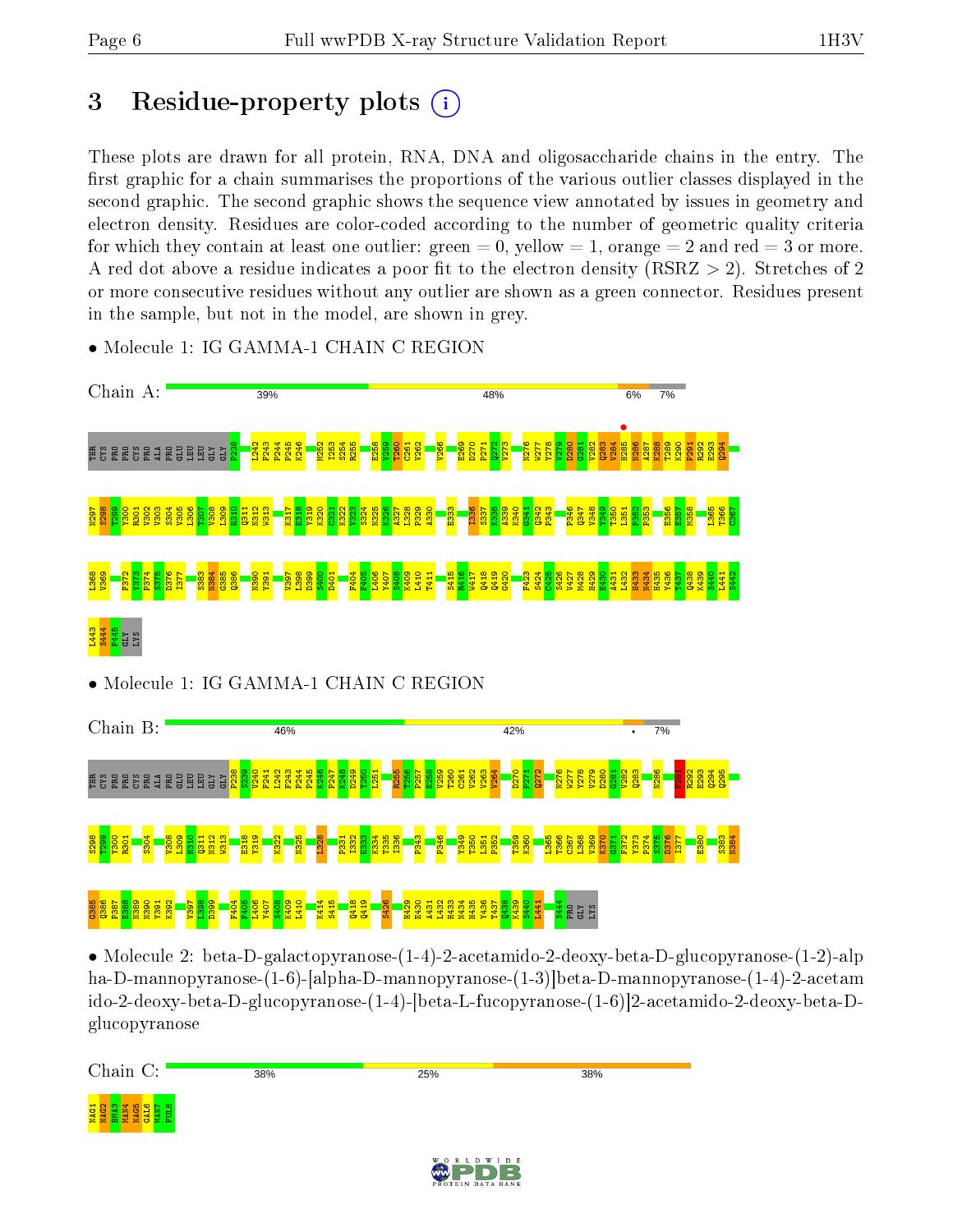# 3 Residue-property plots

These plots are drawn for all protein, RNA, DNA and oligosaccharide chains in the entry. The first graphic for a chain summarises the proportions of the various outlier classes displayed in the second graphic. The second graphic shows the sequence view annotated by issues in geometry and electron density. Residues are color-coded according to the number of geometric quality criteria for which they contain at least one outlier: green = 0, yellow = 1, orange = 2 and red = 3 or more. A red dot above a residue indicates a poor fit to the electron density (RSRZ > 2). Stretches of 2 or more consecutive residues without any outlier are shown as a green connector. Residues present in the sample, but not in the model, are shown in grey.

- Molecule 1: IG GAMMA-1 CHAIN C REGION

Chain A:

39%

48%

6%

7%

THR CYS PRO PRO CYS PRO ALA PRO GLU LEU LEU GLY GLY P238 L242 P243 P244 P245 K246 M252 I253 S254 R255 E258 V259 T260 C261 V262 V266 E269 D270 P271 E272 V273 N276 W277 Y278 V279 D280 G281 V282 Q283 V284 H285 N286 A287 K288 T289 K290 P291 R292 E293 Q294

N297 S298 T299 Y300 R301 V302 V303 S304 V305 L306 T307 V308 L309 H310 Q311 N312 W313 K317 E318 Y319 K320 C321 K322 V323 S324 N325 K326 A327 L328 P329 A330 E333 I336 S337 K338 A339 K340 G341 Q342 P343 P346 Q347 V348 Y349 T350 L351 P352 P353 E356 E357 M358 L365 T366 C367

L368 V369 F372 Y373 P374 S375 D376 I377 S383 N384 G385 Q386 N390 Y391 V397 L398 D399 S400 D401 F404 F405 L406 Y407 S408 K409 L410 T411 S415 R416 W417 Q418 Q419 G420 F423 S424 C425 S426 V427 M428 H429 E430 A431 L432 H433 N434 H435 Y436 T437 Q438 K439 S440 L441 S442

L443 S444 P445 GLY LYS

- Molecule 1: IG GAMMA-1 CHAIN C REGION

Chain B:

46%

42%

7%

THR CYS PRO PRO CYS PRO ALA PRO GLU LEU LEU GLY GLY P238 S239 V240 F241 L242 F243 P244 P245 K246 P247 K248 D249 T250 L251 R255 T256 P257 E258 V259 T260 C261 V262 V263 V264 D270 P271 E272 N276 W277 Y278 V279 D280 G281 V282 Q283 N286 P291 R292 E293 Q294 Q295

S298 T299 Y300 R301 S304 V308 L309 H310 Q311 N312 W313 E318 Y319 K322 N325 L328 P331 I332 E333 K334 T335 I336 P343 P346 Y349 T350 L351 P352 T359 K360 L365 T366 C367 L368 V369 K370 G371 F372 Y373 P374 S375 D376 I377 E380 S383 N384

G385 Q386 P387 E388 N389 N390 Y391 K392 V397 L398 D399 F404 F405 L406 Y407 S408 K409 L410 K414 S415 Q418 Q419 S426 H429 E430 A431 L432 H433 N434 H435 Y436 T437 Q438 K439 S440 L441 S444 PRO GLY LYS

- Molecule 2: beta-D-galactopyranose-(1-4)-2-acetamido-2-deoxy-beta-D-glucopyranose-(1-2)-alpha-D-mannopyranose-(1-6)-[alpha-D-mannopyranose-(1-3)]beta-D-mannopyranose-(1-4)-2-acetamido-2-deoxy-beta-D-glucopyranose-(1-4)-[beta-L-fucopyranose-(1-6)]2-acetamido-2-deoxy-beta-D-glucopyranose

Chain C:

38%

25%

38%

NAG1 NAG2 BMA3 MAN4 NAG5 GAL6 MAN7 FUL8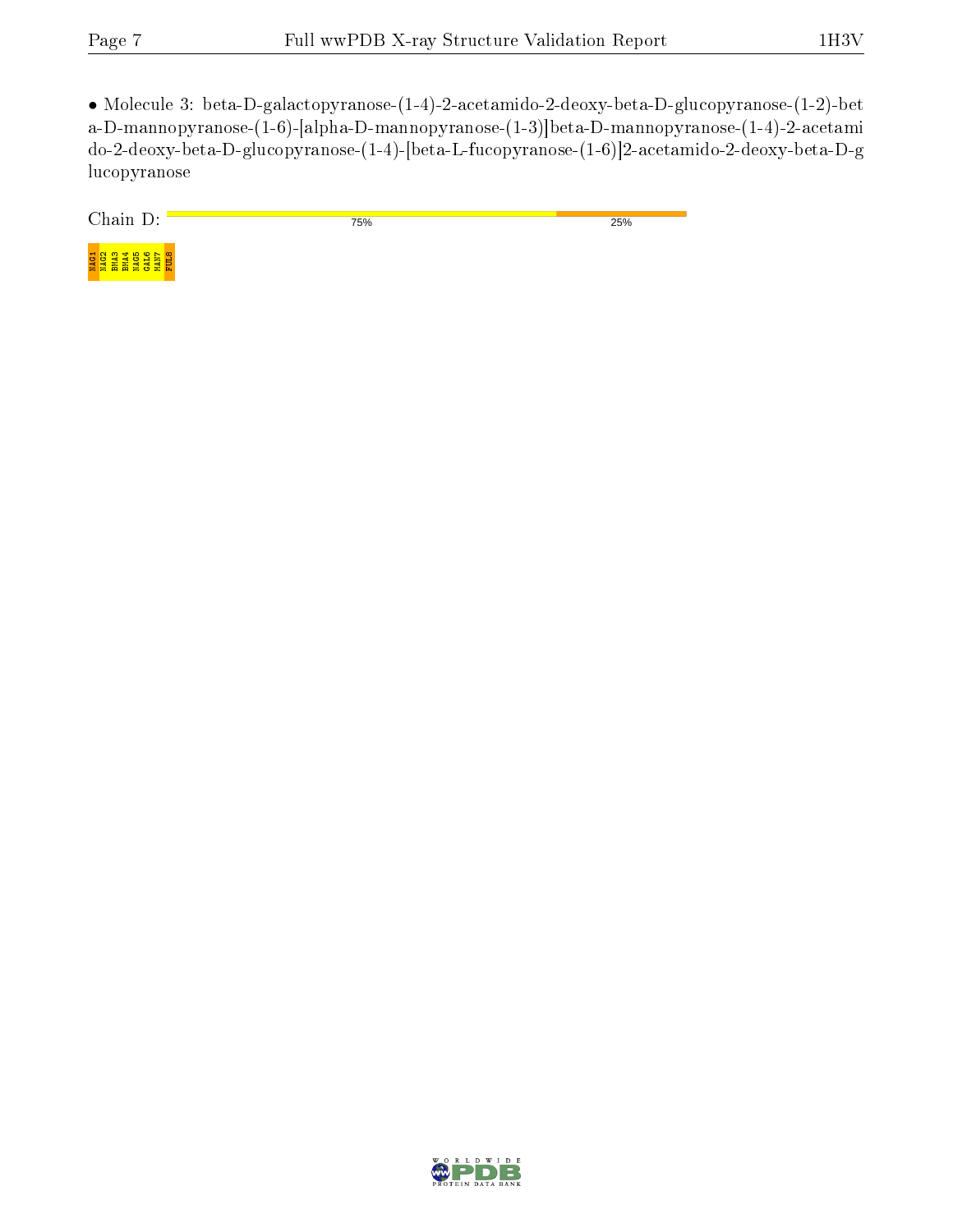• Molecule 3: beta-D-galactopyranose-(1-4)-2-acetamido-2-deoxy-beta-D-glucopyranose-(1-2)-beta-D-mannopyranose-(1-6)-[alpha-D-mannopyranose-(1-3)]beta-D-mannopyranose-(1-4)-2-acetamido-2-deoxy-beta-D-glucopyranose-(1-4)-[beta-L-fucopyranose-(1-6)]2-acetamido-2-deoxy-beta-D-glucopyranose

Chain D:

75%

25%

NAG1
NAG2
BMA3
BMA4
NAG5
GAL6
MAN7
FUL8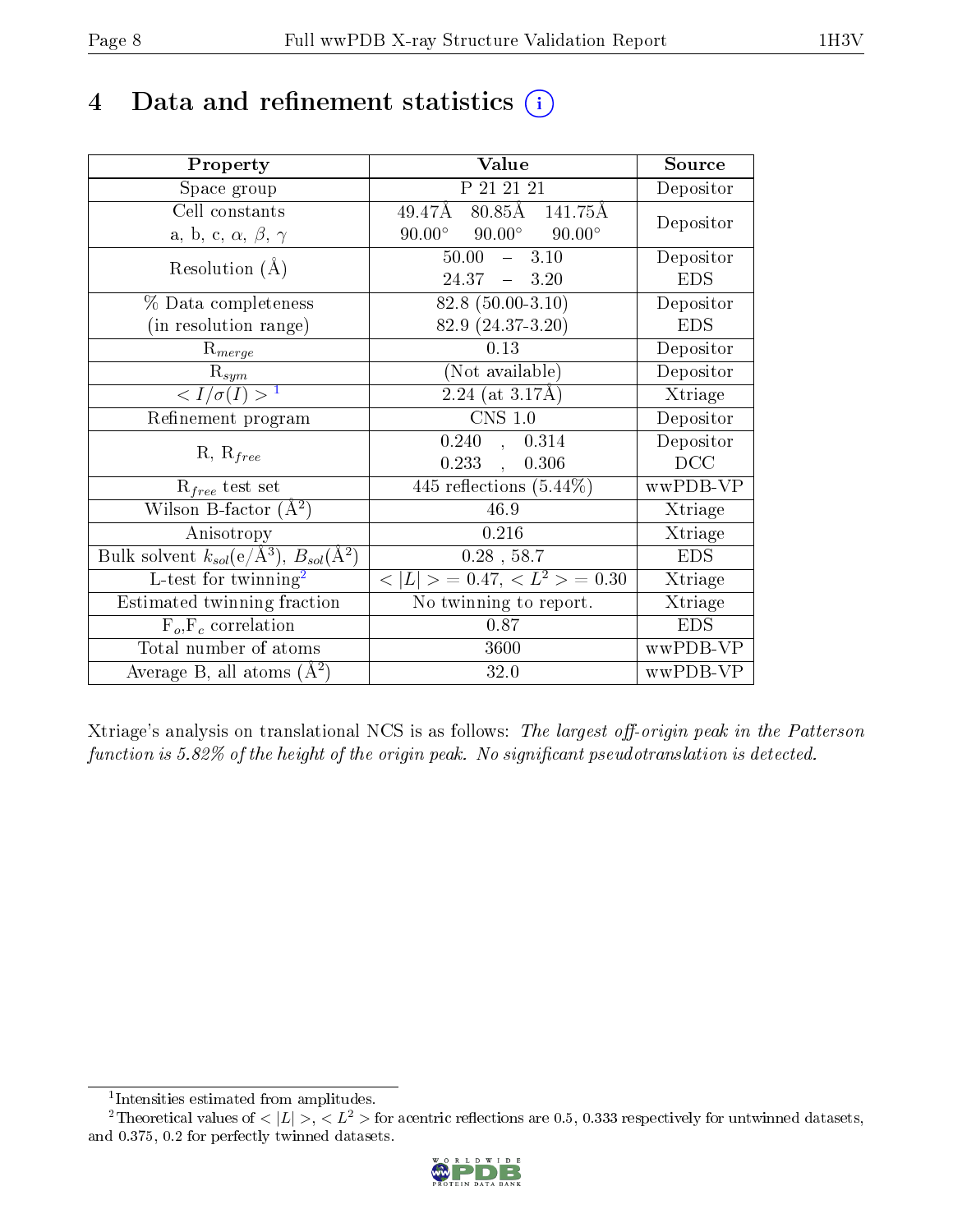# 4 Data and refinement statistics (i)

| Property | Value | Source |
|---|---|---|
| Space group | P 21 21 21 | Depositor |
| Cell constants<br>a, b, c, $\alpha$, $\beta$, $\gamma$ | 49.47Å 80.85Å 141.75Å<br>90.00° 90.00° 90.00° | Depositor |
| Resolution (Å) | 50.00 – 3.10<br>24.37 – 3.20 | Depositor<br>EDS |
| % Data completeness<br>(in resolution range) | 82.8 (50.00-3.10)<br>82.9 (24.37-3.20) | Depositor<br>EDS |
| $R_{merge}$ | 0.13 | Depositor |
| $R_{sym}$ | (Not available) | Depositor |
| $< I/\sigma(I) >$ [1] | 2.24 (at 3.17Å) | Xtriage |
| Refinement program | CNS 1.0 | Depositor |
| R, $R_{free}$ | 0.240 , 0.314<br>0.233 , 0.306 | Depositor<br>DCC |
| $R_{free}$ test set | 445 reflections (5.44%) | wwPDB-VP |
| Wilson B-factor (Å$^2$) | 46.9 | Xtriage |
| Anisotropy | 0.216 | Xtriage |
| Bulk solvent $k_{sol}$(e/Å$^3$), $B_{sol}$(Å$^2$) | 0.28 , 58.7 | EDS |
| L-test for twinning[2] | $< \|L\| >$ = 0.47, $< L^2 >$ = 0.30 | Xtriage |
| Estimated twinning fraction | No twinning to report. | Xtriage |
| $F_o$,$F_c$ correlation | 0.87 | EDS |
| Total number of atoms | 3600 | wwPDB-VP |
| Average B, all atoms (Å$^2$) | 32.0 | wwPDB-VP |

Xtriage's analysis on translational NCS is as follows: *The largest off-origin peak in the Patterson function is 5.82% of the height of the origin peak. No significant pseudotranslation is detected.*

[1] Intensities estimated from amplitudes.

[2] Theoretical values of $< |L| >$, $< L^2 >$ for acentric reflections are 0.5, 0.333 respectively for untwinned datasets, and 0.375, 0.2 for perfectly twinned datasets.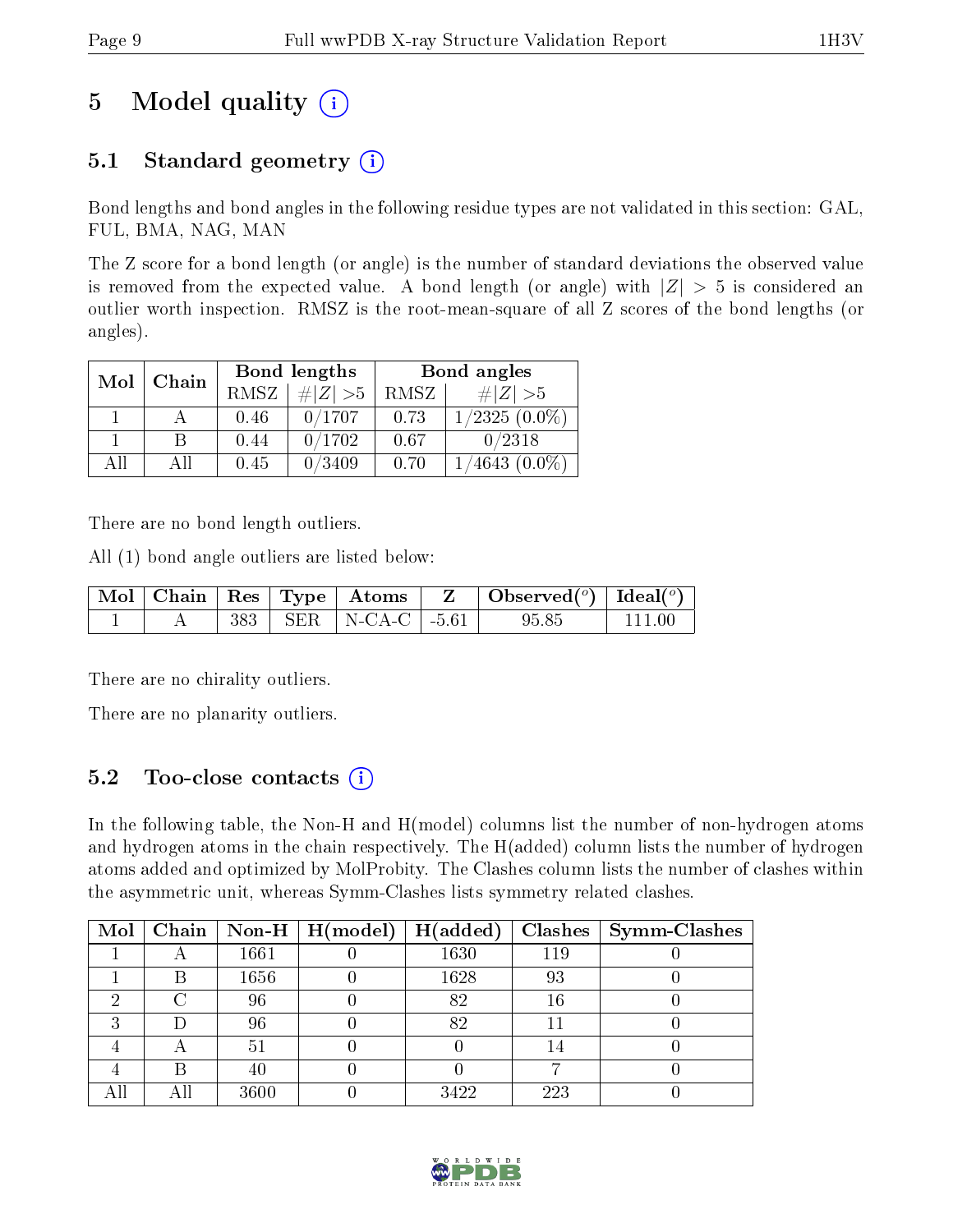# 5 Model quality

## 5.1 Standard geometry

Bond lengths and bond angles in the following residue types are not validated in this section: GAL, FUL, BMA, NAG, MAN

The Z score for a bond length (or angle) is the number of standard deviations the observed value is removed from the expected value. A bond length (or angle) with $|Z| > 5$ is considered an outlier worth inspection. RMSZ is the root-mean-square of all Z scores of the bond lengths (or angles).

| Mol | Chain | Bond lengths | | Bond angles | |
|---|---|---|---|---|---|
| | | RMSZ | #\|Z\| >5 | RMSZ | #\|Z\| >5 |
| 1 | A | 0.46 | 0/1707 | 0.73 | 1/2325 (0.0%) |
| 1 | B | 0.44 | 0/1702 | 0.67 | 0/2318 |
| All | All | 0.45 | 0/3409 | 0.70 | 1/4643 (0.0%) |

There are no bond length outliers.

All (1) bond angle outliers are listed below:

| Mol | Chain | Res | Type | Atoms | Z | Observed(°) | Ideal(°) |
|---|---|---|---|---|---|---|---|
| 1 | A | 383 | SER | N-CA-C | -5.61 | 95.85 | 111.00 |

There are no chirality outliers.

There are no planarity outliers.

## 5.2 Too-close contacts

In the following table, the Non-H and H(model) columns list the number of non-hydrogen atoms and hydrogen atoms in the chain respectively. The H(added) column lists the number of hydrogen atoms added and optimized by MolProbity. The Clashes column lists the number of clashes within the asymmetric unit, whereas Symm-Clashes lists symmetry related clashes.

| Mol | Chain | Non-H | H(model) | H(added) | Clashes | Symm-Clashes |
|---|---|---|---|---|---|---|
| 1 | A | 1661 | 0 | 1630 | 119 | 0 |
| 1 | B | 1656 | 0 | 1628 | 93 | 0 |
| 2 | C | 96 | 0 | 82 | 16 | 0 |
| 3 | D | 96 | 0 | 82 | 11 | 0 |
| 4 | A | 51 | 0 | 0 | 14 | 0 |
| 4 | B | 40 | 0 | 0 | 7 | 0 |
| All | All | 3600 | 0 | 3422 | 223 | 0 |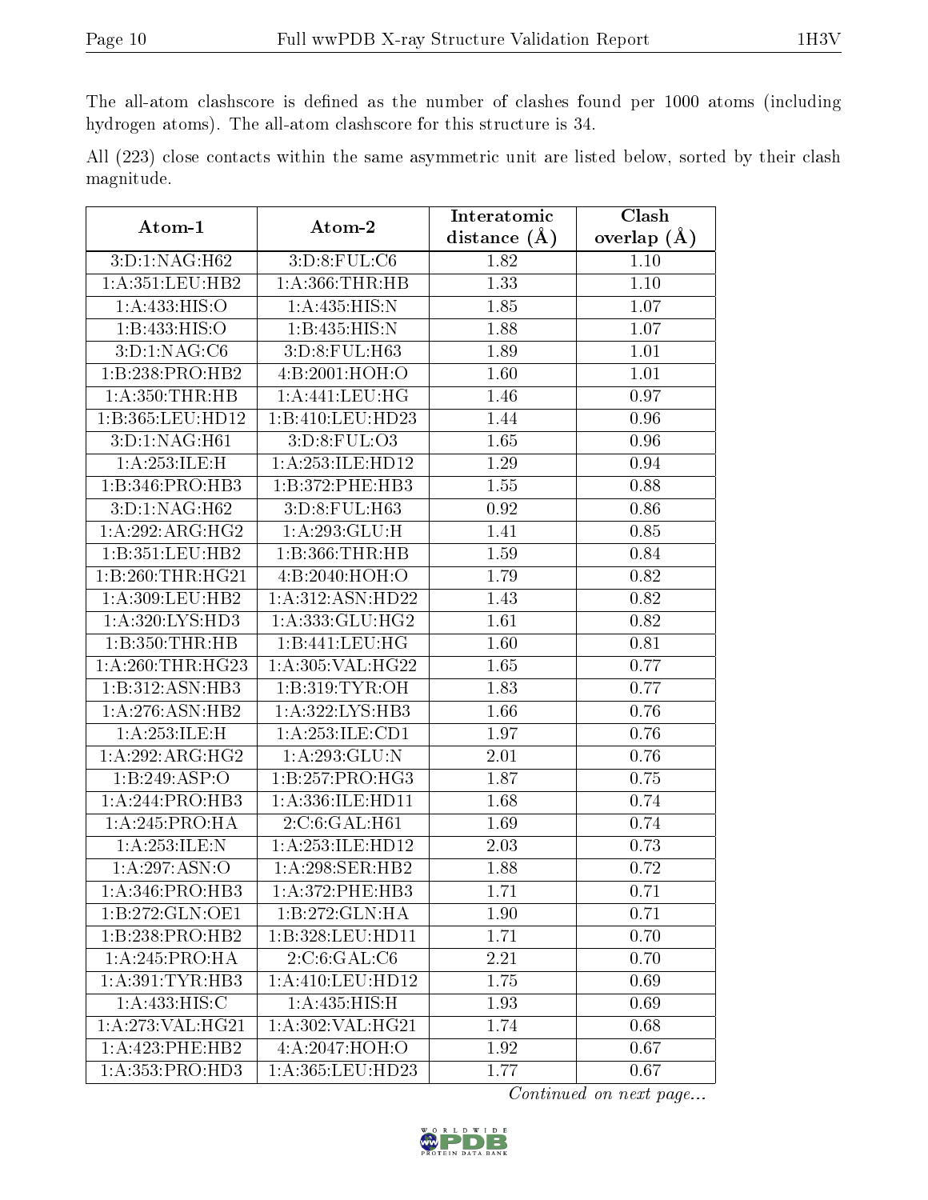The all-atom clashscore is defined as the number of clashes found per 1000 atoms (including hydrogen atoms). The all-atom clashscore for this structure is 34.

All (223) close contacts within the same asymmetric unit are listed below, sorted by their clash magnitude.

| Atom-1 | Atom-2 | Interatomic distance (Å) | Clash overlap (Å) |
|---|---|---|---|
| 3:D:1:NAG:H62 | 3:D:8:FUL:C6 | 1.82 | 1.10 |
| 1:A:351:LEU:HB2 | 1:A:366:THR:HB | 1.33 | 1.10 |
| 1:A:433:HIS:O | 1:A:435:HIS:N | 1.85 | 1.07 |
| 1:B:433:HIS:O | 1:B:435:HIS:N | 1.88 | 1.07 |
| 3:D:1:NAG:C6 | 3:D:8:FUL:H63 | 1.89 | 1.01 |
| 1:B:238:PRO:HB2 | 4:B:2001:HOH:O | 1.60 | 1.01 |
| 1:A:350:THR:HB | 1:A:441:LEU:HG | 1.46 | 0.97 |
| 1:B:365:LEU:HD12 | 1:B:410:LEU:HD23 | 1.44 | 0.96 |
| 3:D:1:NAG:H61 | 3:D:8:FUL:O3 | 1.65 | 0.96 |
| 1:A:253:ILE:H | 1:A:253:ILE:HD12 | 1.29 | 0.94 |
| 1:B:346:PRO:HB3 | 1:B:372:PHE:HB3 | 1.55 | 0.88 |
| 3:D:1:NAG:H62 | 3:D:8:FUL:H63 | 0.92 | 0.86 |
| 1:A:292:ARG:HG2 | 1:A:293:GLU:H | 1.41 | 0.85 |
| 1:B:351:LEU:HB2 | 1:B:366:THR:HB | 1.59 | 0.84 |
| 1:B:260:THR:HG21 | 4:B:2040:HOH:O | 1.79 | 0.82 |
| 1:A:309:LEU:HB2 | 1:A:312:ASN:HD22 | 1.43 | 0.82 |
| 1:A:320:LYS:HD3 | 1:A:333:GLU:HG2 | 1.61 | 0.82 |
| 1:B:350:THR:HB | 1:B:441:LEU:HG | 1.60 | 0.81 |
| 1:A:260:THR:HG23 | 1:A:305:VAL:HG22 | 1.65 | 0.77 |
| 1:B:312:ASN:HB3 | 1:B:319:TYR:OH | 1.83 | 0.77 |
| 1:A:276:ASN:HB2 | 1:A:322:LYS:HB3 | 1.66 | 0.76 |
| 1:A:253:ILE:H | 1:A:253:ILE:CD1 | 1.97 | 0.76 |
| 1:A:292:ARG:HG2 | 1:A:293:GLU:N | 2.01 | 0.76 |
| 1:B:249:ASP:O | 1:B:257:PRO:HG3 | 1.87 | 0.75 |
| 1:A:244:PRO:HB3 | 1:A:336:ILE:HD11 | 1.68 | 0.74 |
| 1:A:245:PRO:HA | 2:C:6:GAL:H61 | 1.69 | 0.74 |
| 1:A:253:ILE:N | 1:A:253:ILE:HD12 | 2.03 | 0.73 |
| 1:A:297:ASN:O | 1:A:298:SER:HB2 | 1.88 | 0.72 |
| 1:A:346:PRO:HB3 | 1:A:372:PHE:HB3 | 1.71 | 0.71 |
| 1:B:272:GLN:OE1 | 1:B:272:GLN:HA | 1.90 | 0.71 |
| 1:B:238:PRO:HB2 | 1:B:328:LEU:HD11 | 1.71 | 0.70 |
| 1:A:245:PRO:HA | 2:C:6:GAL:C6 | 2.21 | 0.70 |
| 1:A:391:TYR:HB3 | 1:A:410:LEU:HD12 | 1.75 | 0.69 |
| 1:A:433:HIS:C | 1:A:435:HIS:H | 1.93 | 0.69 |
| 1:A:273:VAL:HG21 | 1:A:302:VAL:HG21 | 1.74 | 0.68 |
| 1:A:423:PHE:HB2 | 4:A:2047:HOH:O | 1.92 | 0.67 |
| 1:A:353:PRO:HD3 | 1:A:365:LEU:HD23 | 1.77 | 0.67 |

*Continued on next page...*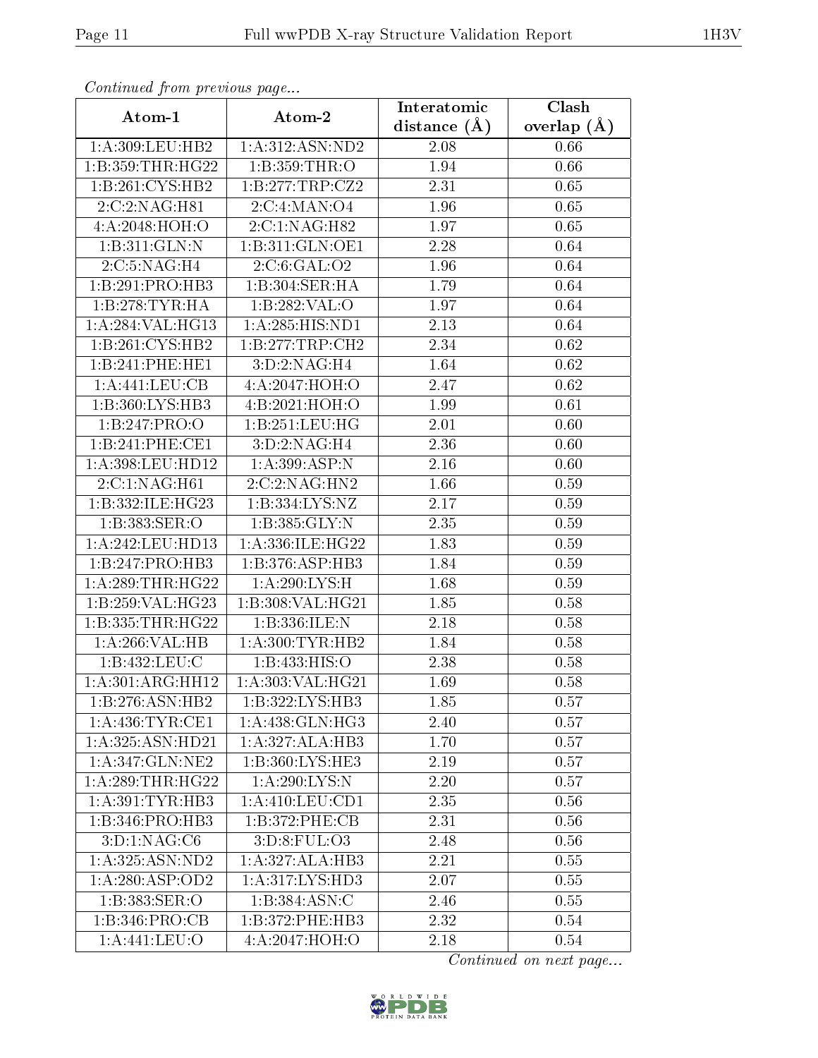*Continued from previous page...*

| Atom-1 | Atom-2 | Interatomic distance (Å) | Clash overlap (Å) |
|---|---|---|---|
| 1:A:309:LEU:HB2 | 1:A:312:ASN:ND2 | 2.08 | 0.66 |
| 1:B:359:THR:HG22 | 1:B:359:THR:O | 1.94 | 0.66 |
| 1:B:261:CYS:HB2 | 1:B:277:TRP:CZ2 | 2.31 | 0.65 |
| 2:C:2:NAG:H81 | 2:C:4:MAN:O4 | 1.96 | 0.65 |
| 4:A:2048:HOH:O | 2:C:1:NAG:H82 | 1.97 | 0.65 |
| 1:B:311:GLN:N | 1:B:311:GLN:OE1 | 2.28 | 0.64 |
| 2:C:5:NAG:H4 | 2:C:6:GAL:O2 | 1.96 | 0.64 |
| 1:B:291:PRO:HB3 | 1:B:304:SER:HA | 1.79 | 0.64 |
| 1:B:278:TYR:HA | 1:B:282:VAL:O | 1.97 | 0.64 |
| 1:A:284:VAL:HG13 | 1:A:285:HIS:ND1 | 2.13 | 0.64 |
| 1:B:261:CYS:HB2 | 1:B:277:TRP:CH2 | 2.34 | 0.62 |
| 1:B:241:PHE:HE1 | 3:D:2:NAG:H4 | 1.64 | 0.62 |
| 1:A:441:LEU:CB | 4:A:2047:HOH:O | 2.47 | 0.62 |
| 1:B:360:LYS:HB3 | 4:B:2021:HOH:O | 1.99 | 0.61 |
| 1:B:247:PRO:O | 1:B:251:LEU:HG | 2.01 | 0.60 |
| 1:B:241:PHE:CE1 | 3:D:2:NAG:H4 | 2.36 | 0.60 |
| 1:A:398:LEU:HD12 | 1:A:399:ASP:N | 2.16 | 0.60 |
| 2:C:1:NAG:H61 | 2:C:2:NAG:HN2 | 1.66 | 0.59 |
| 1:B:332:ILE:HG23 | 1:B:334:LYS:NZ | 2.17 | 0.59 |
| 1:B:383:SER:O | 1:B:385:GLY:N | 2.35 | 0.59 |
| 1:A:242:LEU:HD13 | 1:A:336:ILE:HG22 | 1.83 | 0.59 |
| 1:B:247:PRO:HB3 | 1:B:376:ASP:HB3 | 1.84 | 0.59 |
| 1:A:289:THR:HG22 | 1:A:290:LYS:H | 1.68 | 0.59 |
| 1:B:259:VAL:HG23 | 1:B:308:VAL:HG21 | 1.85 | 0.58 |
| 1:B:335:THR:HG22 | 1:B:336:ILE:N | 2.18 | 0.58 |
| 1:A:266:VAL:HB | 1:A:300:TYR:HB2 | 1.84 | 0.58 |
| 1:B:432:LEU:C | 1:B:433:HIS:O | 2.38 | 0.58 |
| 1:A:301:ARG:HH12 | 1:A:303:VAL:HG21 | 1.69 | 0.58 |
| 1:B:276:ASN:HB2 | 1:B:322:LYS:HB3 | 1.85 | 0.57 |
| 1:A:436:TYR:CE1 | 1:A:438:GLN:HG3 | 2.40 | 0.57 |
| 1:A:325:ASN:HD21 | 1:A:327:ALA:HB3 | 1.70 | 0.57 |
| 1:A:347:GLN:NE2 | 1:B:360:LYS:HE3 | 2.19 | 0.57 |
| 1:A:289:THR:HG22 | 1:A:290:LYS:N | 2.20 | 0.57 |
| 1:A:391:TYR:HB3 | 1:A:410:LEU:CD1 | 2.35 | 0.56 |
| 1:B:346:PRO:HB3 | 1:B:372:PHE:CB | 2.31 | 0.56 |
| 3:D:1:NAG:C6 | 3:D:8:FUL:O3 | 2.48 | 0.56 |
| 1:A:325:ASN:ND2 | 1:A:327:ALA:HB3 | 2.21 | 0.55 |
| 1:A:280:ASP:OD2 | 1:A:317:LYS:HD3 | 2.07 | 0.55 |
| 1:B:383:SER:O | 1:B:384:ASN:C | 2.46 | 0.55 |
| 1:B:346:PRO:CB | 1:B:372:PHE:HB3 | 2.32 | 0.54 |
| 1:A:441:LEU:O | 4:A:2047:HOH:O | 2.18 | 0.54 |

*Continued on next page...*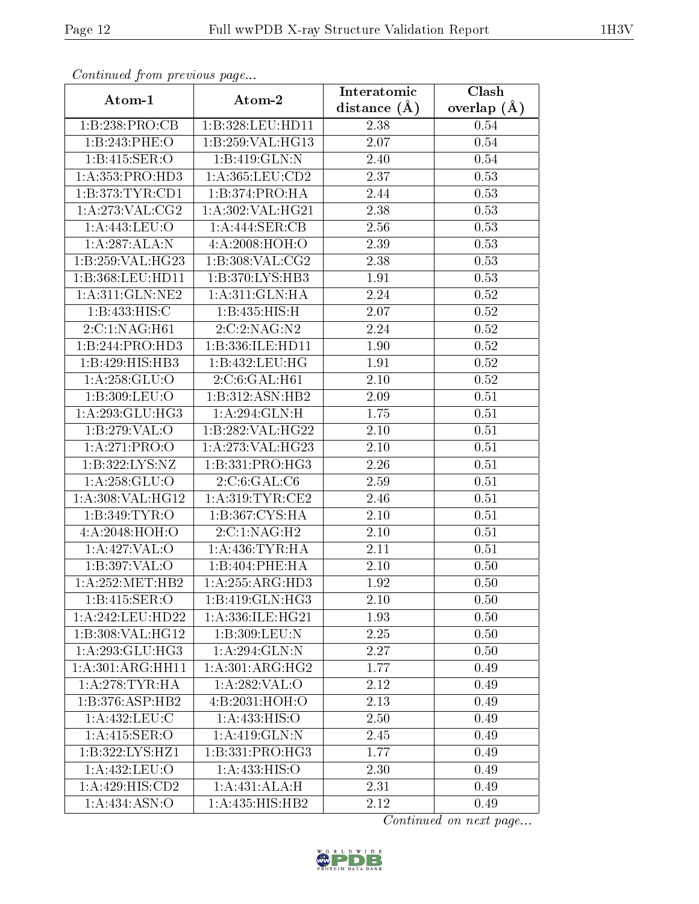*Continued from previous page...*

| Atom-1 | Atom-2 | Interatomic distance (Å) | Clash overlap (Å) |
| --- | --- | --- | --- |
| 1:B:238:PRO:CB | 1:B:328:LEU:HD11 | 2.38 | 0.54 |
| 1:B:243:PHE:O | 1:B:259:VAL:HG13 | 2.07 | 0.54 |
| 1:B:415:SER:O | 1:B:419:GLN:N | 2.40 | 0.54 |
| 1:A:353:PRO:HD3 | 1:A:365:LEU:CD2 | 2.37 | 0.53 |
| 1:B:373:TYR:CD1 | 1:B:374:PRO:HA | 2.44 | 0.53 |
| 1:A:273:VAL:CG2 | 1:A:302:VAL:HG21 | 2.38 | 0.53 |
| 1:A:443:LEU:O | 1:A:444:SER:CB | 2.56 | 0.53 |
| 1:A:287:ALA:N | 4:A:2008:HOH:O | 2.39 | 0.53 |
| 1:B:259:VAL:HG23 | 1:B:308:VAL:CG2 | 2.38 | 0.53 |
| 1:B:368:LEU:HD11 | 1:B:370:LYS:HB3 | 1.91 | 0.53 |
| 1:A:311:GLN:NE2 | 1:A:311:GLN:HA | 2.24 | 0.52 |
| 1:B:433:HIS:C | 1:B:435:HIS:H | 2.07 | 0.52 |
| 2:C:1:NAG:H61 | 2:C:2:NAG:N2 | 2.24 | 0.52 |
| 1:B:244:PRO:HD3 | 1:B:336:ILE:HD11 | 1.90 | 0.52 |
| 1:B:429:HIS:HB3 | 1:B:432:LEU:HG | 1.91 | 0.52 |
| 1:A:258:GLU:O | 2:C:6:GAL:H61 | 2.10 | 0.52 |
| 1:B:309:LEU:O | 1:B:312:ASN:HB2 | 2.09 | 0.51 |
| 1:A:293:GLU:HG3 | 1:A:294:GLN:H | 1.75 | 0.51 |
| 1:B:279:VAL:O | 1:B:282:VAL:HG22 | 2.10 | 0.51 |
| 1:A:271:PRO:O | 1:A:273:VAL:HG23 | 2.10 | 0.51 |
| 1:B:322:LYS:NZ | 1:B:331:PRO:HG3 | 2.26 | 0.51 |
| 1:A:258:GLU:O | 2:C:6:GAL:C6 | 2.59 | 0.51 |
| 1:A:308:VAL:HG12 | 1:A:319:TYR:CE2 | 2.46 | 0.51 |
| 1:B:349:TYR:O | 1:B:367:CYS:HA | 2.10 | 0.51 |
| 4:A:2048:HOH:O | 2:C:1:NAG:H2 | 2.10 | 0.51 |
| 1:A:427:VAL:O | 1:A:436:TYR:HA | 2.11 | 0.51 |
| 1:B:397:VAL:O | 1:B:404:PHE:HA | 2.10 | 0.50 |
| 1:A:252:MET:HB2 | 1:A:255:ARG:HD3 | 1.92 | 0.50 |
| 1:B:415:SER:O | 1:B:419:GLN:HG3 | 2.10 | 0.50 |
| 1:A:242:LEU:HD22 | 1:A:336:ILE:HG21 | 1.93 | 0.50 |
| 1:B:308:VAL:HG12 | 1:B:309:LEU:N | 2.25 | 0.50 |
| 1:A:293:GLU:HG3 | 1:A:294:GLN:N | 2.27 | 0.50 |
| 1:A:301:ARG:HH11 | 1:A:301:ARG:HG2 | 1.77 | 0.49 |
| 1:A:278:TYR:HA | 1:A:282:VAL:O | 2.12 | 0.49 |
| 1:B:376:ASP:HB2 | 4:B:2031:HOH:O | 2.13 | 0.49 |
| 1:A:432:LEU:C | 1:A:433:HIS:O | 2.50 | 0.49 |
| 1:A:415:SER:O | 1:A:419:GLN:N | 2.45 | 0.49 |
| 1:B:322:LYS:HZ1 | 1:B:331:PRO:HG3 | 1.77 | 0.49 |
| 1:A:432:LEU:O | 1:A:433:HIS:O | 2.30 | 0.49 |
| 1:A:429:HIS:CD2 | 1:A:431:ALA:H | 2.31 | 0.49 |
| 1:A:434:ASN:O | 1:A:435:HIS:HB2 | 2.12 | 0.49 |

*Continued on next page...*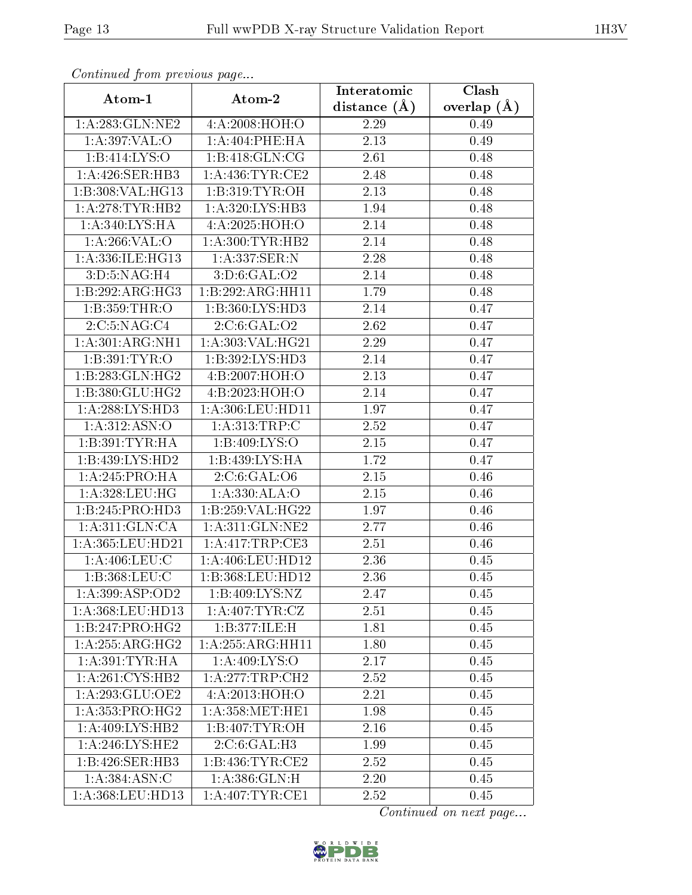*Continued from previous page...*

| Atom-1 | Atom-2 | Interatomic distance (Å) | Clash overlap (Å) |
|---|---|---|---|
| 1:A:283:GLN:NE2 | 4:A:2008:HOH:O | 2.29 | 0.49 |
| 1:A:397:VAL:O | 1:A:404:PHE:HA | 2.13 | 0.49 |
| 1:B:414:LYS:O | 1:B:418:GLN:CG | 2.61 | 0.48 |
| 1:A:426:SER:HB3 | 1:A:436:TYR:CE2 | 2.48 | 0.48 |
| 1:B:308:VAL:HG13 | 1:B:319:TYR:OH | 2.13 | 0.48 |
| 1:A:278:TYR:HB2 | 1:A:320:LYS:HB3 | 1.94 | 0.48 |
| 1:A:340:LYS:HA | 4:A:2025:HOH:O | 2.14 | 0.48 |
| 1:A:266:VAL:O | 1:A:300:TYR:HB2 | 2.14 | 0.48 |
| 1:A:336:ILE:HG13 | 1:A:337:SER:N | 2.28 | 0.48 |
| 3:D:5:NAG:H4 | 3:D:6:GAL:O2 | 2.14 | 0.48 |
| 1:B:292:ARG:HG3 | 1:B:292:ARG:HH11 | 1.79 | 0.48 |
| 1:B:359:THR:O | 1:B:360:LYS:HD3 | 2.14 | 0.47 |
| 2:C:5:NAG:C4 | 2:C:6:GAL:O2 | 2.62 | 0.47 |
| 1:A:301:ARG:NH1 | 1:A:303:VAL:HG21 | 2.29 | 0.47 |
| 1:B:391:TYR:O | 1:B:392:LYS:HD3 | 2.14 | 0.47 |
| 1:B:283:GLN:HG2 | 4:B:2007:HOH:O | 2.13 | 0.47 |
| 1:B:380:GLU:HG2 | 4:B:2023:HOH:O | 2.14 | 0.47 |
| 1:A:288:LYS:HD3 | 1:A:306:LEU:HD11 | 1.97 | 0.47 |
| 1:A:312:ASN:O | 1:A:313:TRP:C | 2.52 | 0.47 |
| 1:B:391:TYR:HA | 1:B:409:LYS:O | 2.15 | 0.47 |
| 1:B:439:LYS:HD2 | 1:B:439:LYS:HA | 1.72 | 0.47 |
| 1:A:245:PRO:HA | 2:C:6:GAL:O6 | 2.15 | 0.46 |
| 1:A:328:LEU:HG | 1:A:330:ALA:O | 2.15 | 0.46 |
| 1:B:245:PRO:HD3 | 1:B:259:VAL:HG22 | 1.97 | 0.46 |
| 1:A:311:GLN:CA | 1:A:311:GLN:NE2 | 2.77 | 0.46 |
| 1:A:365:LEU:HD21 | 1:A:417:TRP:CE3 | 2.51 | 0.46 |
| 1:A:406:LEU:C | 1:A:406:LEU:HD12 | 2.36 | 0.45 |
| 1:B:368:LEU:C | 1:B:368:LEU:HD12 | 2.36 | 0.45 |
| 1:A:399:ASP:OD2 | 1:B:409:LYS:NZ | 2.47 | 0.45 |
| 1:A:368:LEU:HD13 | 1:A:407:TYR:CZ | 2.51 | 0.45 |
| 1:B:247:PRO:HG2 | 1:B:377:ILE:H | 1.81 | 0.45 |
| 1:A:255:ARG:HG2 | 1:A:255:ARG:HH11 | 1.80 | 0.45 |
| 1:A:391:TYR:HA | 1:A:409:LYS:O | 2.17 | 0.45 |
| 1:A:261:CYS:HB2 | 1:A:277:TRP:CH2 | 2.52 | 0.45 |
| 1:A:293:GLU:OE2 | 4:A:2013:HOH:O | 2.21 | 0.45 |
| 1:A:353:PRO:HG2 | 1:A:358:MET:HE1 | 1.98 | 0.45 |
| 1:A:409:LYS:HB2 | 1:B:407:TYR:OH | 2.16 | 0.45 |
| 1:A:246:LYS:HE2 | 2:C:6:GAL:H3 | 1.99 | 0.45 |
| 1:B:426:SER:HB3 | 1:B:436:TYR:CE2 | 2.52 | 0.45 |
| 1:A:384:ASN:C | 1:A:386:GLN:H | 2.20 | 0.45 |
| 1:A:368:LEU:HD13 | 1:A:407:TYR:CE1 | 2.52 | 0.45 |

*Continued on next page...*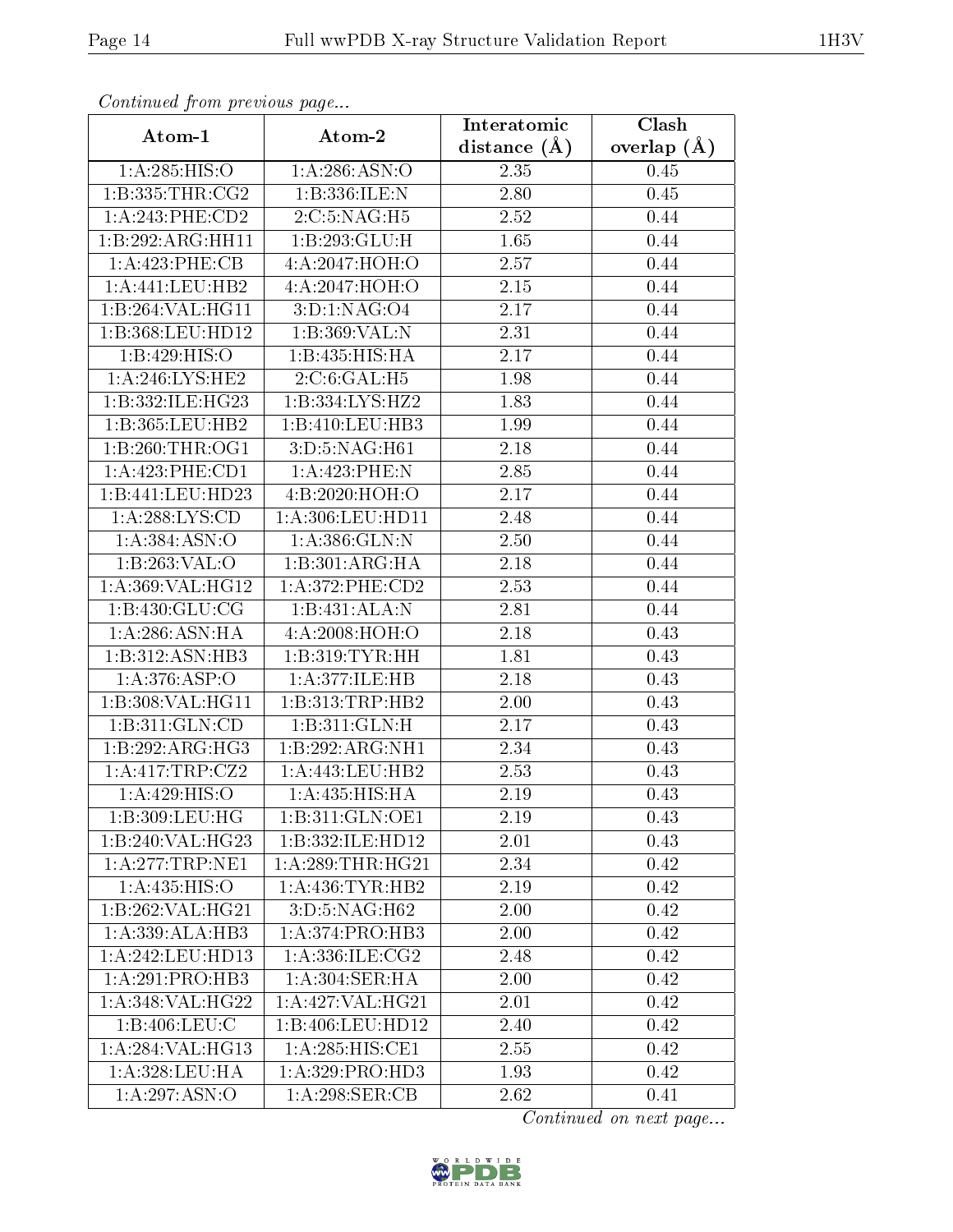*Continued from previous page...*

| Atom-1 | Atom-2 | Interatomic distance (Å) | Clash overlap (Å) |
|---|---|---|---|
| 1:A:285:HIS:O | 1:A:286:ASN:O | 2.35 | 0.45 |
| 1:B:335:THR:CG2 | 1:B:336:ILE:N | 2.80 | 0.45 |
| 1:A:243:PHE:CD2 | 2:C:5:NAG:H5 | 2.52 | 0.44 |
| 1:B:292:ARG:HH11 | 1:B:293:GLU:H | 1.65 | 0.44 |
| 1:A:423:PHE:CB | 4:A:2047:HOH:O | 2.57 | 0.44 |
| 1:A:441:LEU:HB2 | 4:A:2047:HOH:O | 2.15 | 0.44 |
| 1:B:264:VAL:HG11 | 3:D:1:NAG:O4 | 2.17 | 0.44 |
| 1:B:368:LEU:HD12 | 1:B:369:VAL:N | 2.31 | 0.44 |
| 1:B:429:HIS:O | 1:B:435:HIS:HA | 2.17 | 0.44 |
| 1:A:246:LYS:HE2 | 2:C:6:GAL:H5 | 1.98 | 0.44 |
| 1:B:332:ILE:HG23 | 1:B:334:LYS:HZ2 | 1.83 | 0.44 |
| 1:B:365:LEU:HB2 | 1:B:410:LEU:HB3 | 1.99 | 0.44 |
| 1:B:260:THR:OG1 | 3:D:5:NAG:H61 | 2.18 | 0.44 |
| 1:A:423:PHE:CD1 | 1:A:423:PHE:N | 2.85 | 0.44 |
| 1:B:441:LEU:HD23 | 4:B:2020:HOH:O | 2.17 | 0.44 |
| 1:A:288:LYS:CD | 1:A:306:LEU:HD11 | 2.48 | 0.44 |
| 1:A:384:ASN:O | 1:A:386:GLN:N | 2.50 | 0.44 |
| 1:B:263:VAL:O | 1:B:301:ARG:HA | 2.18 | 0.44 |
| 1:A:369:VAL:HG12 | 1:A:372:PHE:CD2 | 2.53 | 0.44 |
| 1:B:430:GLU:CG | 1:B:431:ALA:N | 2.81 | 0.44 |
| 1:A:286:ASN:HA | 4:A:2008:HOH:O | 2.18 | 0.43 |
| 1:B:312:ASN:HB3 | 1:B:319:TYR:HH | 1.81 | 0.43 |
| 1:A:376:ASP:O | 1:A:377:ILE:HB | 2.18 | 0.43 |
| 1:B:308:VAL:HG11 | 1:B:313:TRP:HB2 | 2.00 | 0.43 |
| 1:B:311:GLN:CD | 1:B:311:GLN:H | 2.17 | 0.43 |
| 1:B:292:ARG:HG3 | 1:B:292:ARG:NH1 | 2.34 | 0.43 |
| 1:A:417:TRP:CZ2 | 1:A:443:LEU:HB2 | 2.53 | 0.43 |
| 1:A:429:HIS:O | 1:A:435:HIS:HA | 2.19 | 0.43 |
| 1:B:309:LEU:HG | 1:B:311:GLN:OE1 | 2.19 | 0.43 |
| 1:B:240:VAL:HG23 | 1:B:332:ILE:HD12 | 2.01 | 0.43 |
| 1:A:277:TRP:NE1 | 1:A:289:THR:HG21 | 2.34 | 0.42 |
| 1:A:435:HIS:O | 1:A:436:TYR:HB2 | 2.19 | 0.42 |
| 1:B:262:VAL:HG21 | 3:D:5:NAG:H62 | 2.00 | 0.42 |
| 1:A:339:ALA:HB3 | 1:A:374:PRO:HB3 | 2.00 | 0.42 |
| 1:A:242:LEU:HD13 | 1:A:336:ILE:CG2 | 2.48 | 0.42 |
| 1:A:291:PRO:HB3 | 1:A:304:SER:HA | 2.00 | 0.42 |
| 1:A:348:VAL:HG22 | 1:A:427:VAL:HG21 | 2.01 | 0.42 |
| 1:B:406:LEU:C | 1:B:406:LEU:HD12 | 2.40 | 0.42 |
| 1:A:284:VAL:HG13 | 1:A:285:HIS:CE1 | 2.55 | 0.42 |
| 1:A:328:LEU:HA | 1:A:329:PRO:HD3 | 1.93 | 0.42 |
| 1:A:297:ASN:O | 1:A:298:SER:CB | 2.62 | 0.41 |

*Continued on next page...*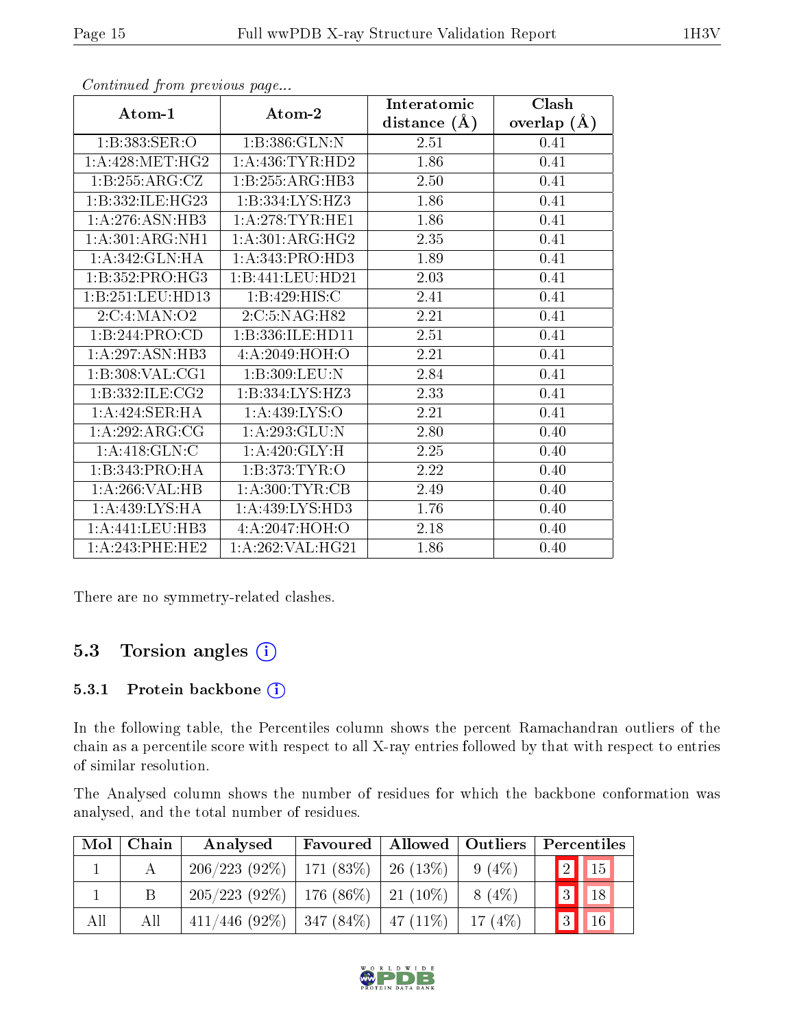*Continued from previous page...*

| Atom-1 | Atom-2 | Interatomic distance (Å) | Clash overlap (Å) |
|---|---|---|---|
| 1:B:383:SER:O | 1:B:386:GLN:N | 2.51 | 0.41 |
| 1:A:428:MET:HG2 | 1:A:436:TYR:HD2 | 1.86 | 0.41 |
| 1:B:255:ARG:CZ | 1:B:255:ARG:HB3 | 2.50 | 0.41 |
| 1:B:332:ILE:HG23 | 1:B:334:LYS:HZ3 | 1.86 | 0.41 |
| 1:A:276:ASN:HB3 | 1:A:278:TYR:HE1 | 1.86 | 0.41 |
| 1:A:301:ARG:NH1 | 1:A:301:ARG:HG2 | 2.35 | 0.41 |
| 1:A:342:GLN:HA | 1:A:343:PRO:HD3 | 1.89 | 0.41 |
| 1:B:352:PRO:HG3 | 1:B:441:LEU:HD21 | 2.03 | 0.41 |
| 1:B:251:LEU:HD13 | 1:B:429:HIS:C | 2.41 | 0.41 |
| 2:C:4:MAN:O2 | 2:C:5:NAG:H82 | 2.21 | 0.41 |
| 1:B:244:PRO:CD | 1:B:336:ILE:HD11 | 2.51 | 0.41 |
| 1:A:297:ASN:HB3 | 4:A:2049:HOH:O | 2.21 | 0.41 |
| 1:B:308:VAL:CG1 | 1:B:309:LEU:N | 2.84 | 0.41 |
| 1:B:332:ILE:CG2 | 1:B:334:LYS:HZ3 | 2.33 | 0.41 |
| 1:A:424:SER:HA | 1:A:439:LYS:O | 2.21 | 0.41 |
| 1:A:292:ARG:CG | 1:A:293:GLU:N | 2.80 | 0.40 |
| 1:A:418:GLN:C | 1:A:420:GLY:H | 2.25 | 0.40 |
| 1:B:343:PRO:HA | 1:B:373:TYR:O | 2.22 | 0.40 |
| 1:A:266:VAL:HB | 1:A:300:TYR:CB | 2.49 | 0.40 |
| 1:A:439:LYS:HA | 1:A:439:LYS:HD3 | 1.76 | 0.40 |
| 1:A:441:LEU:HB3 | 4:A:2047:HOH:O | 2.18 | 0.40 |
| 1:A:243:PHE:HE2 | 1:A:262:VAL:HG21 | 1.86 | 0.40 |

There are no symmetry-related clashes.

## 5.3 Torsion angles

### 5.3.1 Protein backbone

In the following table, the Percentiles column shows the percent Ramachandran outliers of the chain as a percentile score with respect to all X-ray entries followed by that with respect to entries of similar resolution.

The Analysed column shows the number of residues for which the backbone conformation was analysed, and the total number of residues.

| Mol | Chain | Analysed | Favoured | Allowed | Outliers | Percentiles | |
|---|---|---|---|---|---|---|---|
| 1 | A | 206/223 (92%) | 171 (83%) | 26 (13%) | 9 (4%) | 2 | 15 |
| 1 | B | 205/223 (92%) | 176 (86%) | 21 (10%) | 8 (4%) | 3 | 18 |
| All | All | 411/446 (92%) | 347 (84%) | 47 (11%) | 17 (4%) | 3 | 16 |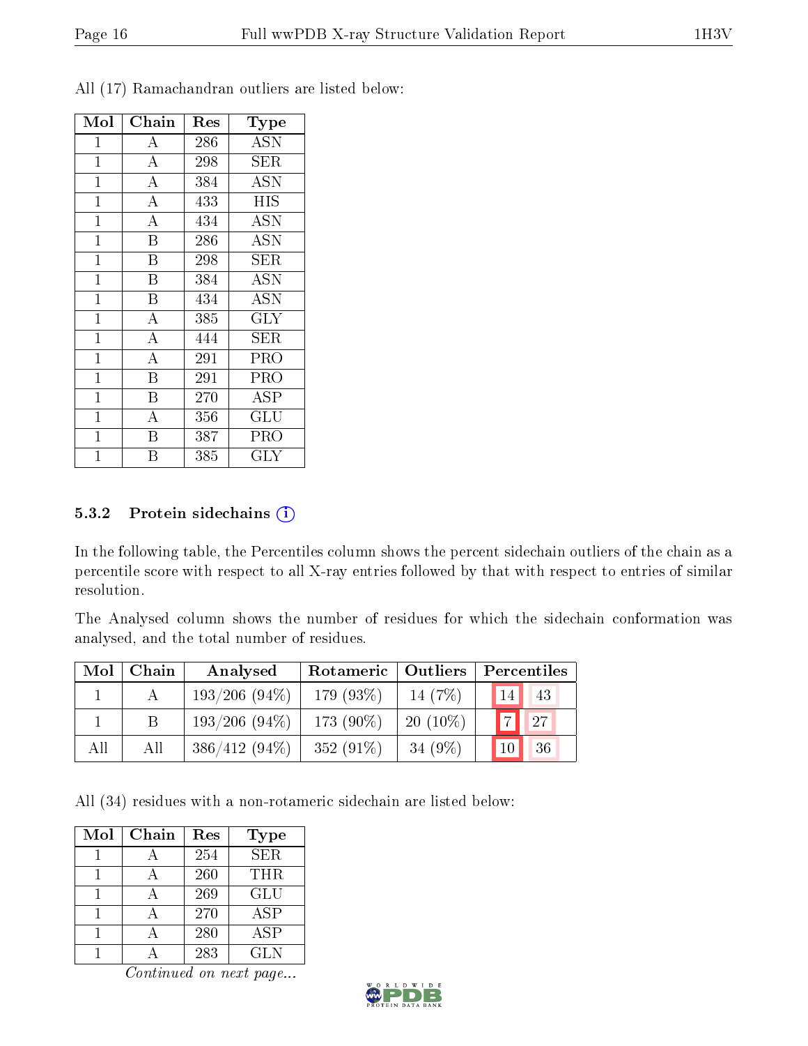All (17) Ramachandran outliers are listed below:

| Mol | Chain | Res | Type |
|---|---|---|---|
| 1 | A | 286 | ASN |
| 1 | A | 298 | SER |
| 1 | A | 384 | ASN |
| 1 | A | 433 | HIS |
| 1 | A | 434 | ASN |
| 1 | B | 286 | ASN |
| 1 | B | 298 | SER |
| 1 | B | 384 | ASN |
| 1 | B | 434 | ASN |
| 1 | A | 385 | GLY |
| 1 | A | 444 | SER |
| 1 | A | 291 | PRO |
| 1 | B | 291 | PRO |
| 1 | B | 270 | ASP |
| 1 | A | 356 | GLU |
| 1 | B | 387 | PRO |
| 1 | B | 385 | GLY |

### 5.3.2 Protein sidechains ⓘ

In the following table, the Percentiles column shows the percent sidechain outliers of the chain as a percentile score with respect to all X-ray entries followed by that with respect to entries of similar resolution.

The Analysed column shows the number of residues for which the sidechain conformation was analysed, and the total number of residues.

| Mol | Chain | Analysed | Rotameric | Outliers | Percentiles | |
|---|---|---|---|---|---|---|
| 1 | A | 193/206 (94%) | 179 (93%) | 14 (7%) | 14 | 43 |
| 1 | B | 193/206 (94%) | 173 (90%) | 20 (10%) | 7 | 27 |
| All | All | 386/412 (94%) | 352 (91%) | 34 (9%) | 10 | 36 |

All (34) residues with a non-rotameric sidechain are listed below:

| Mol | Chain | Res | Type |
|---|---|---|---|
| 1 | A | 254 | SER |
| 1 | A | 260 | THR |
| 1 | A | 269 | GLU |
| 1 | A | 270 | ASP |
| 1 | A | 280 | ASP |
| 1 | A | 283 | GLN |

*Continued on next page...*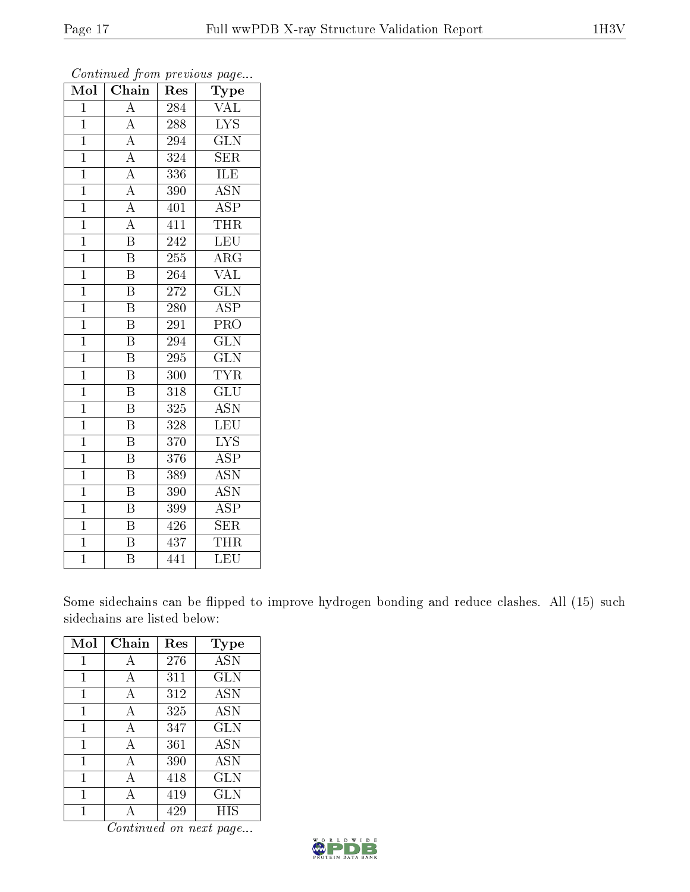*Continued from previous page...*

| Mol | Chain | Res | Type |
|---|---|---|---|
| 1 | A | 284 | VAL |
| 1 | A | 288 | LYS |
| 1 | A | 294 | GLN |
| 1 | A | 324 | SER |
| 1 | A | 336 | ILE |
| 1 | A | 390 | ASN |
| 1 | A | 401 | ASP |
| 1 | A | 411 | THR |
| 1 | B | 242 | LEU |
| 1 | B | 255 | ARG |
| 1 | B | 264 | VAL |
| 1 | B | 272 | GLN |
| 1 | B | 280 | ASP |
| 1 | B | 291 | PRO |
| 1 | B | 294 | GLN |
| 1 | B | 295 | GLN |
| 1 | B | 300 | TYR |
| 1 | B | 318 | GLU |
| 1 | B | 325 | ASN |
| 1 | B | 328 | LEU |
| 1 | B | 370 | LYS |
| 1 | B | 376 | ASP |
| 1 | B | 389 | ASN |
| 1 | B | 390 | ASN |
| 1 | B | 399 | ASP |
| 1 | B | 426 | SER |
| 1 | B | 437 | THR |
| 1 | B | 441 | LEU |

Some sidechains can be flipped to improve hydrogen bonding and reduce clashes. All (15) such sidechains are listed below:

| Mol | Chain | Res | Type |
|---|---|---|---|
| 1 | A | 276 | ASN |
| 1 | A | 311 | GLN |
| 1 | A | 312 | ASN |
| 1 | A | 325 | ASN |
| 1 | A | 347 | GLN |
| 1 | A | 361 | ASN |
| 1 | A | 390 | ASN |
| 1 | A | 418 | GLN |
| 1 | A | 419 | GLN |
| 1 | A | 429 | HIS |

*Continued on next page...*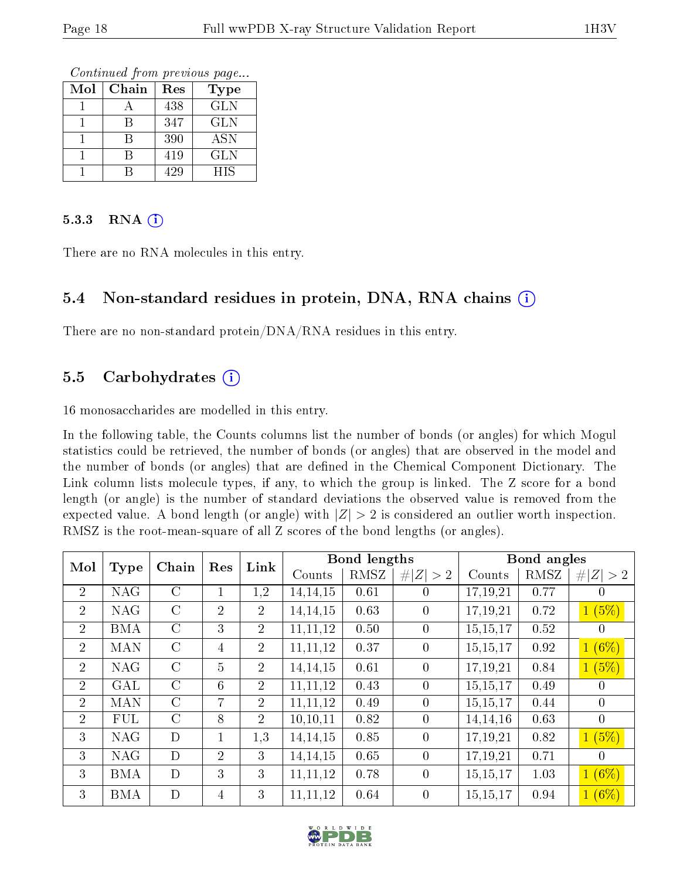*Continued from previous page...*

| Mol | Chain | Res | Type |
|---|---|---|---|
| 1 | A | 438 | GLN |
| 1 | B | 347 | GLN |
| 1 | B | 390 | ASN |
| 1 | B | 419 | GLN |
| 1 | B | 429 | HIS |

#### 5.3.3 RNA (i)

There are no RNA molecules in this entry.

### 5.4 Non-standard residues in protein, DNA, RNA chains (i)

There are no non-standard protein/DNA/RNA residues in this entry.

### 5.5 Carbohydrates (i)

16 monosaccharides are modelled in this entry.

In the following table, the Counts columns list the number of bonds (or angles) for which Mogul statistics could be retrieved, the number of bonds (or angles) that are observed in the model and the number of bonds (or angles) that are defined in the Chemical Component Dictionary. The Link column lists molecule types, if any, to which the group is linked. The Z score for a bond length (or angle) is the number of standard deviations the observed value is removed from the expected value. A bond length (or angle) with $|Z| > 2$ is considered an outlier worth inspection. RMSZ is the root-mean-square of all Z scores of the bond lengths (or angles).

| Mol | Type | Chain | Res | Link | Bond lengths | | | Bond angles | | |
|---|---|---|---|---|---|---|---|---|---|---|
| | | | | | Counts | RMSZ | $\#\|Z\|>2$ | Counts | RMSZ | $\#\|Z\|>2$ |
| 2 | NAG | C | 1 | 1,2 | 14,14,15 | 0.61 | 0 | 17,19,21 | 0.77 | 0 |
| 2 | NAG | C | 2 | 2 | 14,14,15 | 0.63 | 0 | 17,19,21 | 0.72 | 1 (5%) |
| 2 | BMA | C | 3 | 2 | 11,11,12 | 0.50 | 0 | 15,15,17 | 0.52 | 0 |
| 2 | MAN | C | 4 | 2 | 11,11,12 | 0.37 | 0 | 15,15,17 | 0.92 | 1 (6%) |
| 2 | NAG | C | 5 | 2 | 14,14,15 | 0.61 | 0 | 17,19,21 | 0.84 | 1 (5%) |
| 2 | GAL | C | 6 | 2 | 11,11,12 | 0.43 | 0 | 15,15,17 | 0.49 | 0 |
| 2 | MAN | C | 7 | 2 | 11,11,12 | 0.49 | 0 | 15,15,17 | 0.44 | 0 |
| 2 | FUL | C | 8 | 2 | 10,10,11 | 0.82 | 0 | 14,14,16 | 0.63 | 0 |
| 3 | NAG | D | 1 | 1,3 | 14,14,15 | 0.85 | 0 | 17,19,21 | 0.82 | 1 (5%) |
| 3 | NAG | D | 2 | 3 | 14,14,15 | 0.65 | 0 | 17,19,21 | 0.71 | 0 |
| 3 | BMA | D | 3 | 3 | 11,11,12 | 0.78 | 0 | 15,15,17 | 1.03 | 1 (6%) |
| 3 | BMA | D | 4 | 3 | 11,11,12 | 0.64 | 0 | 15,15,17 | 0.94 | 1 (6%) |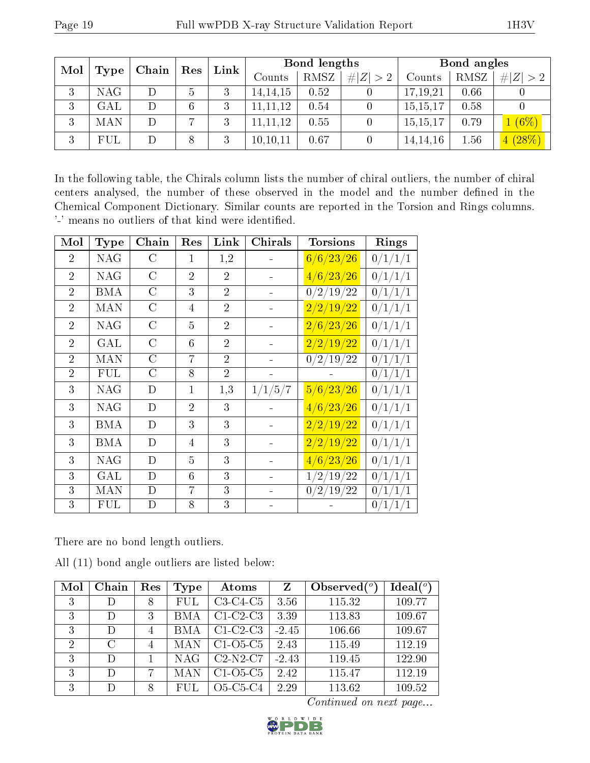| Mol | Type | Chain | Res | Link | Bond lengths | | | Bond angles | | |
|---|---|---|---|---|---|---|---|---|---|---|
| | | | | | Counts | RMSZ | #\|Z\| > 2 | Counts | RMSZ | #\|Z\| > 2 |
| 3 | NAG | D | 5 | 3 | 14,14,15 | 0.52 | 0 | 17,19,21 | 0.66 | 0 |
| 3 | GAL | D | 6 | 3 | 11,11,12 | 0.54 | 0 | 15,15,17 | 0.58 | 0 |
| 3 | MAN | D | 7 | 3 | 11,11,12 | 0.55 | 0 | 15,15,17 | 0.79 | 1 (6%) |
| 3 | FUL | D | 8 | 3 | 10,10,11 | 0.67 | 0 | 14,14,16 | 1.56 | 4 (28%) |

In the following table, the Chirals column lists the number of chiral outliers, the number of chiral centers analysed, the number of these observed in the model and the number defined in the Chemical Component Dictionary. Similar counts are reported in the Torsion and Rings columns. '-' means no outliers of that kind were identified.

| Mol | Type | Chain | Res | Link | Chirals | Torsions | Rings |
|---|---|---|---|---|---|---|---|
| 2 | NAG | C | 1 | 1,2 | - | 6/6/23/26 | 0/1/1/1 |
| 2 | NAG | C | 2 | 2 | - | 4/6/23/26 | 0/1/1/1 |
| 2 | BMA | C | 3 | 2 | - | 0/2/19/22 | 0/1/1/1 |
| 2 | MAN | C | 4 | 2 | - | 2/2/19/22 | 0/1/1/1 |
| 2 | NAG | C | 5 | 2 | - | 2/6/23/26 | 0/1/1/1 |
| 2 | GAL | C | 6 | 2 | - | 2/2/19/22 | 0/1/1/1 |
| 2 | MAN | C | 7 | 2 | - | 0/2/19/22 | 0/1/1/1 |
| 2 | FUL | C | 8 | 2 | - | - | 0/1/1/1 |
| 3 | NAG | D | 1 | 1,3 | 1/1/5/7 | 5/6/23/26 | 0/1/1/1 |
| 3 | NAG | D | 2 | 3 | - | 4/6/23/26 | 0/1/1/1 |
| 3 | BMA | D | 3 | 3 | - | 2/2/19/22 | 0/1/1/1 |
| 3 | BMA | D | 4 | 3 | - | 2/2/19/22 | 0/1/1/1 |
| 3 | NAG | D | 5 | 3 | - | 4/6/23/26 | 0/1/1/1 |
| 3 | GAL | D | 6 | 3 | - | 1/2/19/22 | 0/1/1/1 |
| 3 | MAN | D | 7 | 3 | - | 0/2/19/22 | 0/1/1/1 |
| 3 | FUL | D | 8 | 3 | - | - | 0/1/1/1 |

There are no bond length outliers.

All (11) bond angle outliers are listed below:

| Mol | Chain | Res | Type | Atoms | Z | Observed(°) | Ideal(°) |
|---|---|---|---|---|---|---|---|
| 3 | D | 8 | FUL | C3-C4-C5 | 3.56 | 115.32 | 109.77 |
| 3 | D | 3 | BMA | C1-C2-C3 | 3.39 | 113.83 | 109.67 |
| 3 | D | 4 | BMA | C1-C2-C3 | -2.45 | 106.66 | 109.67 |
| 2 | C | 4 | MAN | C1-O5-C5 | 2.43 | 115.49 | 112.19 |
| 3 | D | 1 | NAG | C2-N2-C7 | -2.43 | 119.45 | 122.90 |
| 3 | D | 7 | MAN | C1-O5-C5 | 2.42 | 115.47 | 112.19 |
| 3 | D | 8 | FUL | O5-C5-C4 | 2.29 | 113.62 | 109.52 |

*Continued on next page...*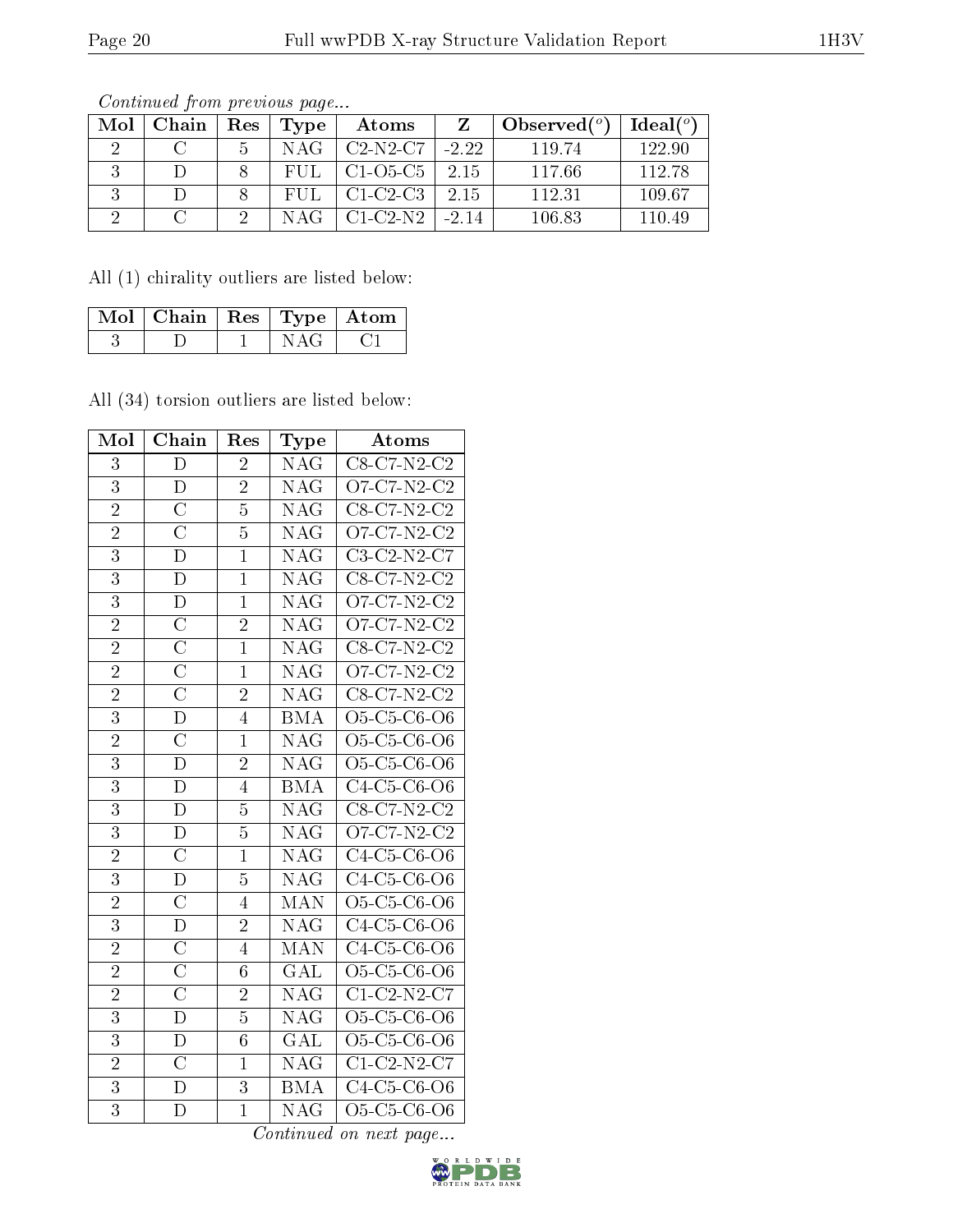*Continued from previous page...*

| Mol | Chain | Res | Type | Atoms | Z | Observed(°) | Ideal(°) |
|---|---|---|---|---|---|---|---|
| 2 | C | 5 | NAG | C2-N2-C7 | -2.22 | 119.74 | 122.90 |
| 3 | D | 8 | FUL | C1-O5-C5 | 2.15 | 117.66 | 112.78 |
| 3 | D | 8 | FUL | C1-C2-C3 | 2.15 | 112.31 | 109.67 |
| 2 | C | 2 | NAG | C1-C2-N2 | -2.14 | 106.83 | 110.49 |

All (1) chirality outliers are listed below:

| Mol | Chain | Res | Type | Atom |
|---|---|---|---|---|
| 3 | D | 1 | NAG | C1 |

All (34) torsion outliers are listed below:

| Mol | Chain | Res | Type | Atoms |
|---|---|---|---|---|
| 3 | D | 2 | NAG | C8-C7-N2-C2 |
| 3 | D | 2 | NAG | O7-C7-N2-C2 |
| 2 | C | 5 | NAG | C8-C7-N2-C2 |
| 2 | C | 5 | NAG | O7-C7-N2-C2 |
| 3 | D | 1 | NAG | C3-C2-N2-C7 |
| 3 | D | 1 | NAG | C8-C7-N2-C2 |
| 3 | D | 1 | NAG | O7-C7-N2-C2 |
| 2 | C | 2 | NAG | O7-C7-N2-C2 |
| 2 | C | 1 | NAG | C8-C7-N2-C2 |
| 2 | C | 1 | NAG | O7-C7-N2-C2 |
| 2 | C | 2 | NAG | C8-C7-N2-C2 |
| 3 | D | 4 | BMA | O5-C5-C6-O6 |
| 2 | C | 1 | NAG | O5-C5-C6-O6 |
| 3 | D | 2 | NAG | O5-C5-C6-O6 |
| 3 | D | 4 | BMA | C4-C5-C6-O6 |
| 3 | D | 5 | NAG | C8-C7-N2-C2 |
| 3 | D | 5 | NAG | O7-C7-N2-C2 |
| 2 | C | 1 | NAG | C4-C5-C6-O6 |
| 3 | D | 5 | NAG | C4-C5-C6-O6 |
| 2 | C | 4 | MAN | O5-C5-C6-O6 |
| 3 | D | 2 | NAG | C4-C5-C6-O6 |
| 2 | C | 4 | MAN | C4-C5-C6-O6 |
| 2 | C | 6 | GAL | O5-C5-C6-O6 |
| 2 | C | 2 | NAG | C1-C2-N2-C7 |
| 3 | D | 5 | NAG | O5-C5-C6-O6 |
| 3 | D | 6 | GAL | O5-C5-C6-O6 |
| 2 | C | 1 | NAG | C1-C2-N2-C7 |
| 3 | D | 3 | BMA | C4-C5-C6-O6 |
| 3 | D | 1 | NAG | O5-C5-C6-O6 |

*Continued on next page...*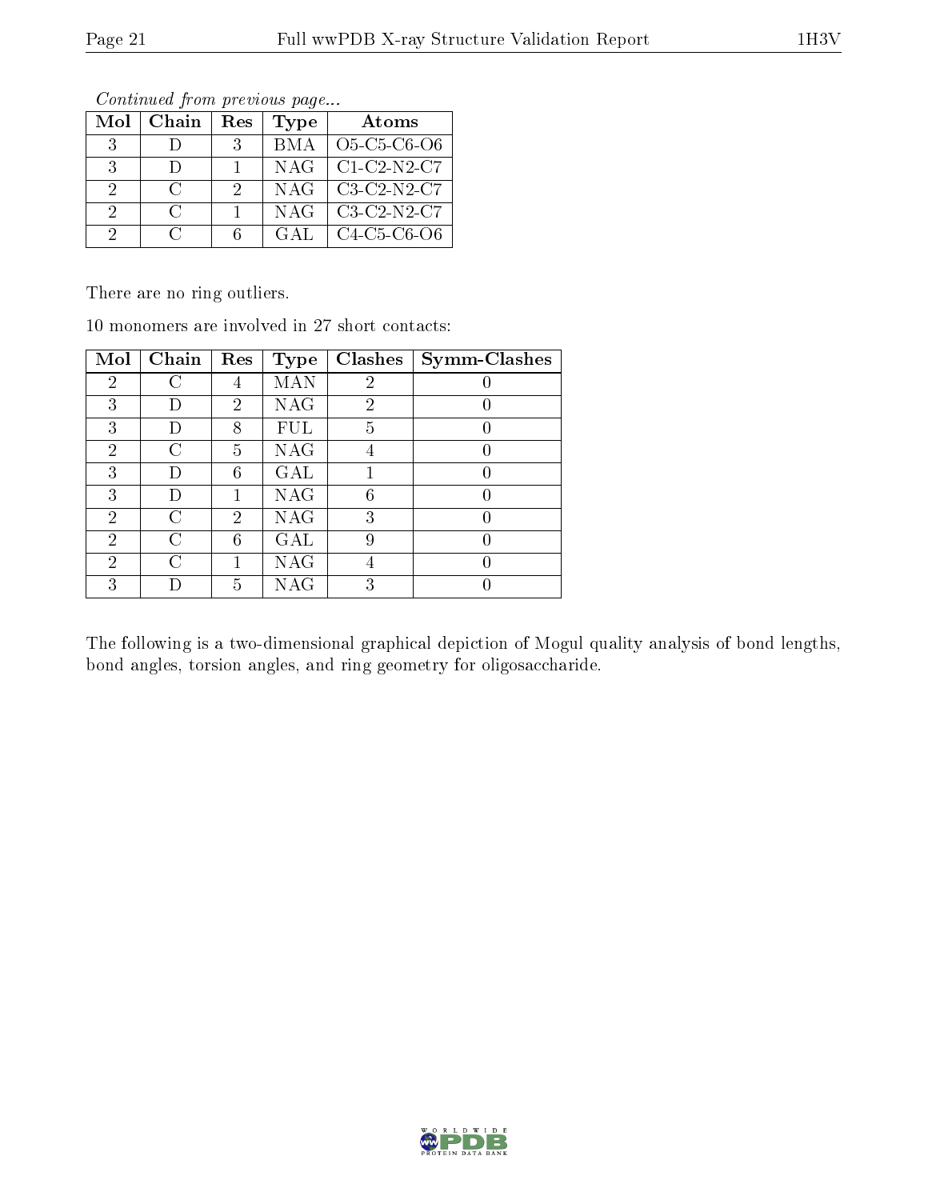*Continued from previous page...*

| Mol | Chain | Res | Type | Atoms |
| --- | --- | --- | --- | --- |
| 3 | D | 3 | BMA | O5-C5-C6-O6 |
| 3 | D | 1 | NAG | C1-C2-N2-C7 |
| 2 | C | 2 | NAG | C3-C2-N2-C7 |
| 2 | C | 1 | NAG | C3-C2-N2-C7 |
| 2 | C | 6 | GAL | C4-C5-C6-O6 |

There are no ring outliers.

10 monomers are involved in 27 short contacts:

| Mol | Chain | Res | Type | Clashes | Symm-Clashes |
| --- | --- | --- | --- | --- | --- |
| 2 | C | 4 | MAN | 2 | 0 |
| 3 | D | 2 | NAG | 2 | 0 |
| 3 | D | 8 | FUL | 5 | 0 |
| 2 | C | 5 | NAG | 4 | 0 |
| 3 | D | 6 | GAL | 1 | 0 |
| 3 | D | 1 | NAG | 6 | 0 |
| 2 | C | 2 | NAG | 3 | 0 |
| 2 | C | 6 | GAL | 9 | 0 |
| 2 | C | 1 | NAG | 4 | 0 |
| 3 | D | 5 | NAG | 3 | 0 |

The following is a two-dimensional graphical depiction of Mogul quality analysis of bond lengths, bond angles, torsion angles, and ring geometry for oligosaccharide.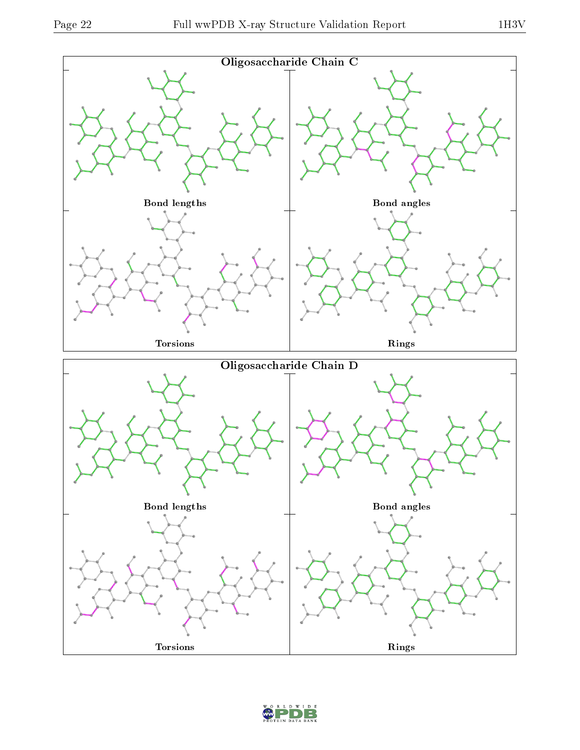Oligosaccharide Chain C

Bond lengths

Bond angles

Torsions

Rings

Oligosaccharide Chain D

Bond lengths

Bond angles

Torsions

Rings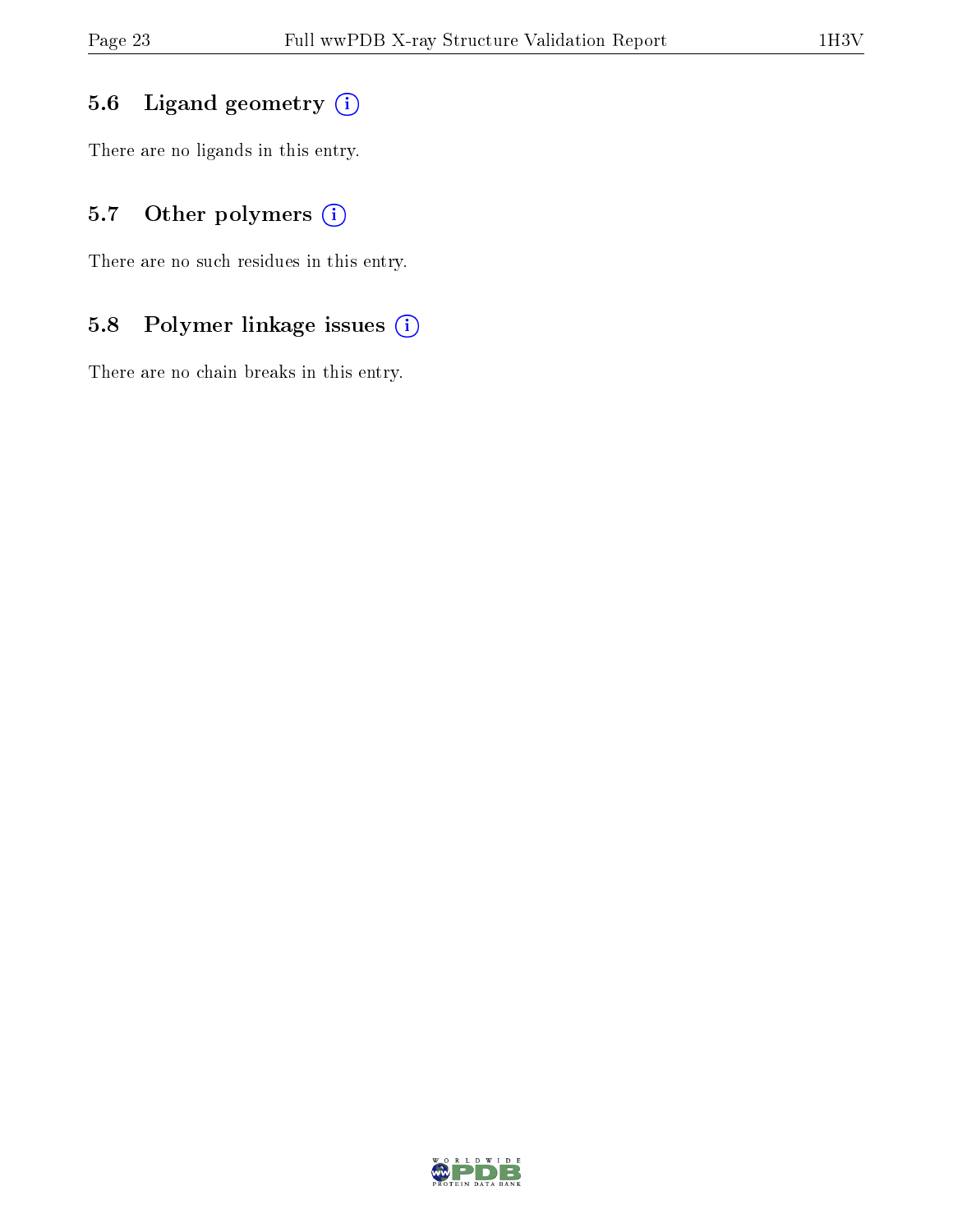### 5.6 Ligand geometry

There are no ligands in this entry.

### 5.7 Other polymers

There are no such residues in this entry.

### 5.8 Polymer linkage issues

There are no chain breaks in this entry.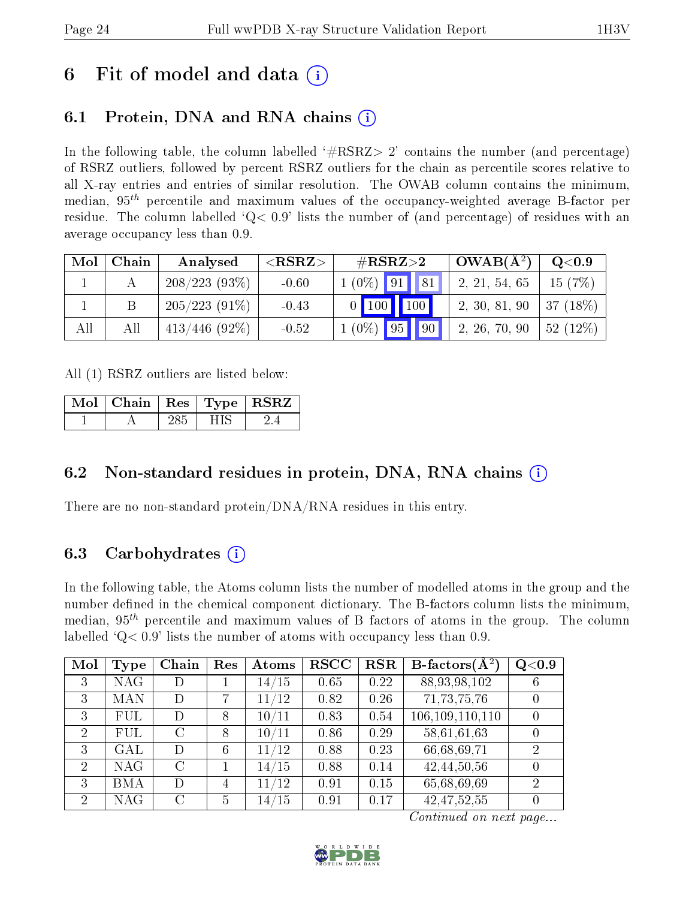# 6 Fit of model and data

## 6.1 Protein, DNA and RNA chains

In the following table, the column labelled '#RSRZ> 2' contains the number (and percentage) of RSRZ outliers, followed by percent RSRZ outliers for the chain as percentile scores relative to all X-ray entries and entries of similar resolution. The OWAB column contains the minimum, median, $95^{th}$ percentile and maximum values of the occupancy-weighted average B-factor per residue. The column labelled 'Q< 0.9' lists the number of (and percentage) of residues with an average occupancy less than 0.9.

| Mol | Chain | Analysed | <RSRZ> | #RSRZ>2 | | | OWAB(Å$^2$) | Q<0.9 |
|---|---|---|---|---|---|---|---|---|
| 1 | A | 208/223 (93%) | -0.60 | 1 (0%) | 91 | 81 | 2, 21, 54, 65 | 15 (7%) |
| 1 | B | 205/223 (91%) | -0.43 | 0 | 100 | 100 | 2, 30, 81, 90 | 37 (18%) |
| All | All | 413/446 (92%) | -0.52 | 1 (0%) | 95 | 90 | 2, 26, 70, 90 | 52 (12%) |

All (1) RSRZ outliers are listed below:

| Mol | Chain | Res | Type | RSRZ |
|---|---|---|---|---|
| 1 | A | 285 | HIS | 2.4 |

## 6.2 Non-standard residues in protein, DNA, RNA chains

There are no non-standard protein/DNA/RNA residues in this entry.

## 6.3 Carbohydrates

In the following table, the Atoms column lists the number of modelled atoms in the group and the number defined in the chemical component dictionary. The B-factors column lists the minimum, median, $95^{th}$ percentile and maximum values of B factors of atoms in the group. The column labelled 'Q< 0.9' lists the number of atoms with occupancy less than 0.9.

| Mol | Type | Chain | Res | Atoms | RSCC | RSR | B-factors(Å$^2$) | Q<0.9 |
|---|---|---|---|---|---|---|---|---|
| 3 | NAG | D | 1 | 14/15 | 0.65 | 0.22 | 88,93,98,102 | 6 |
| 3 | MAN | D | 7 | 11/12 | 0.82 | 0.26 | 71,73,75,76 | 0 |
| 3 | FUL | D | 8 | 10/11 | 0.83 | 0.54 | 106,109,110,110 | 0 |
| 2 | FUL | C | 8 | 10/11 | 0.86 | 0.29 | 58,61,61,63 | 0 |
| 3 | GAL | D | 6 | 11/12 | 0.88 | 0.23 | 66,68,69,71 | 2 |
| 2 | NAG | C | 1 | 14/15 | 0.88 | 0.14 | 42,44,50,56 | 0 |
| 3 | BMA | D | 4 | 11/12 | 0.91 | 0.15 | 65,68,69,69 | 2 |
| 2 | NAG | C | 5 | 14/15 | 0.91 | 0.17 | 42,47,52,55 | 0 |

*Continued on next page...*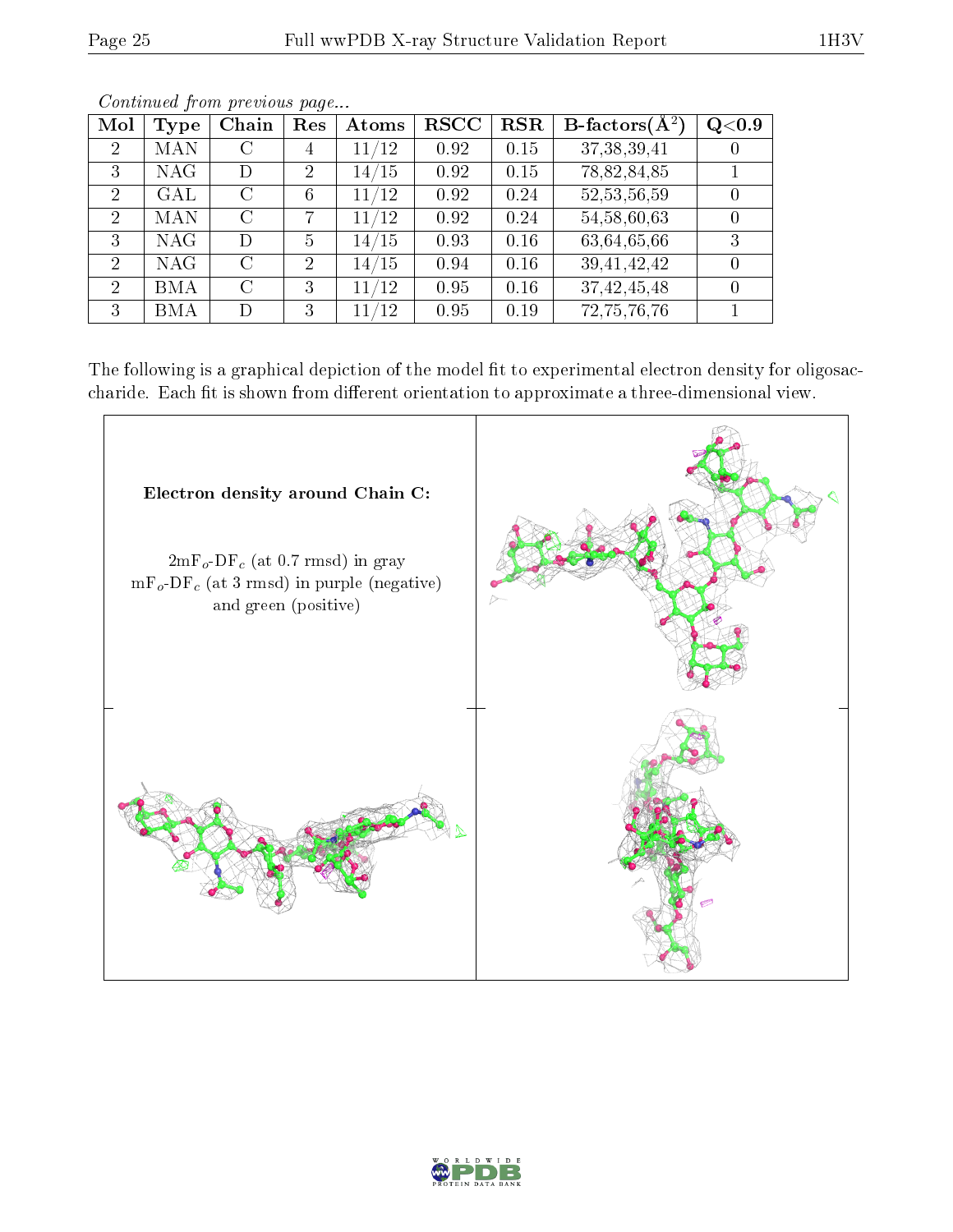*Continued from previous page...*

| Mol | Type | Chain | Res | Atoms | RSCC | RSR | B-factors($Å^2$) | Q<0.9 |
|---|---|---|---|---|---|---|---|---|
| 2 | MAN | C | 4 | 11/12 | 0.92 | 0.15 | 37,38,39,41 | 0 |
| 3 | NAG | D | 2 | 14/15 | 0.92 | 0.15 | 78,82,84,85 | 1 |
| 2 | GAL | C | 6 | 11/12 | 0.92 | 0.24 | 52,53,56,59 | 0 |
| 2 | MAN | C | 7 | 11/12 | 0.92 | 0.24 | 54,58,60,63 | 0 |
| 3 | NAG | D | 5 | 14/15 | 0.93 | 0.16 | 63,64,65,66 | 3 |
| 2 | NAG | C | 2 | 14/15 | 0.94 | 0.16 | 39,41,42,42 | 0 |
| 2 | BMA | C | 3 | 11/12 | 0.95 | 0.16 | 37,42,45,48 | 0 |
| 3 | BMA | D | 3 | 11/12 | 0.95 | 0.19 | 72,75,76,76 | 1 |

The following is a graphical depiction of the model fit to experimental electron density for oligosaccharide. Each fit is shown from different orientation to approximate a three-dimensional view.

**Electron density around Chain C:**

$2mF_o$-$DF_c$ (at 0.7 rmsd) in gray
$mF_o$-$DF_c$ (at 3 rmsd) in purple (negative) and green (positive)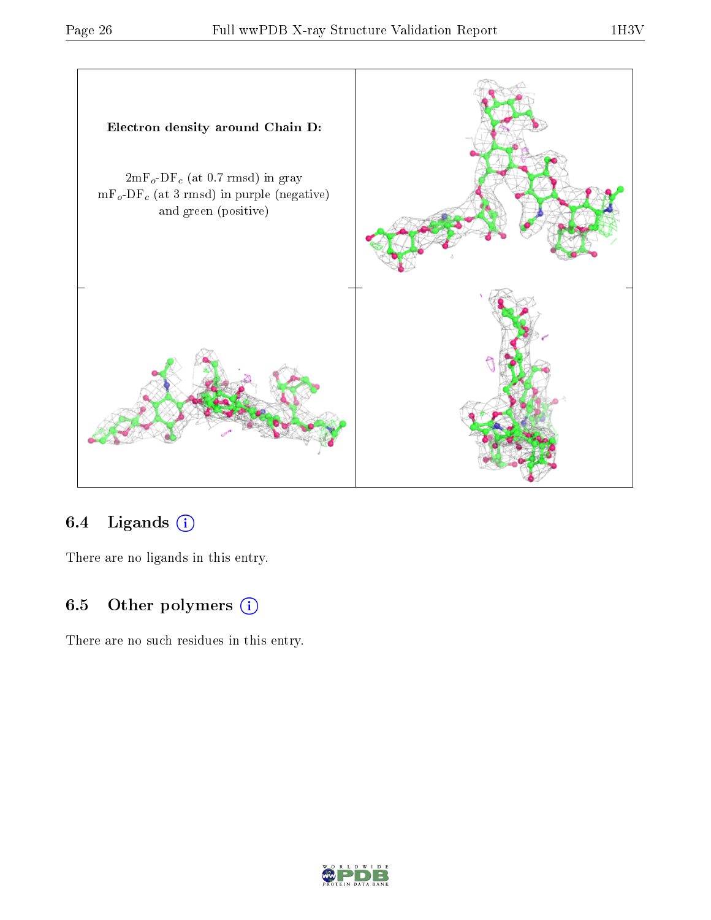**Electron density around Chain D:**

$2mF_o$-$DF_c$ (at 0.7 rmsd) in gray
$mF_o$-$DF_c$ (at 3 rmsd) in purple (negative)
and green (positive)

## 6.4 Ligands

There are no ligands in this entry.

## 6.5 Other polymers

There are no such residues in this entry.